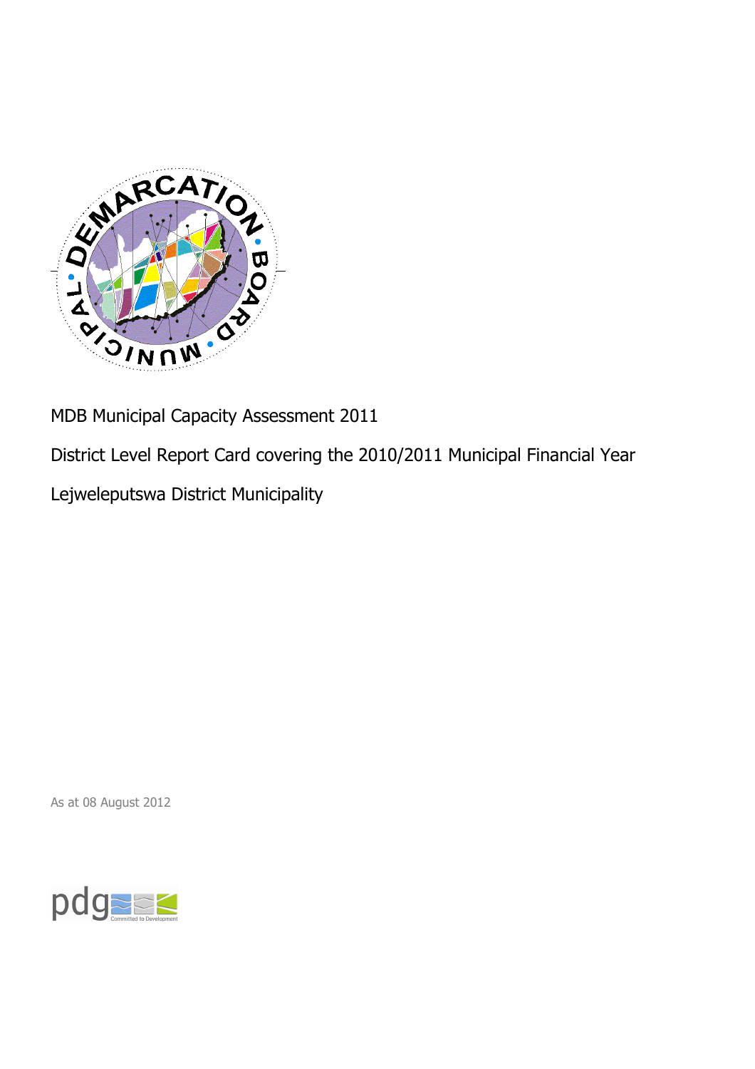MDB Municipal Capacity Assessment 2011

District Level Report Card covering the 2010/2011 Municipal Financial Year

Lejweleputswa District Municipality

As at 08 August 2012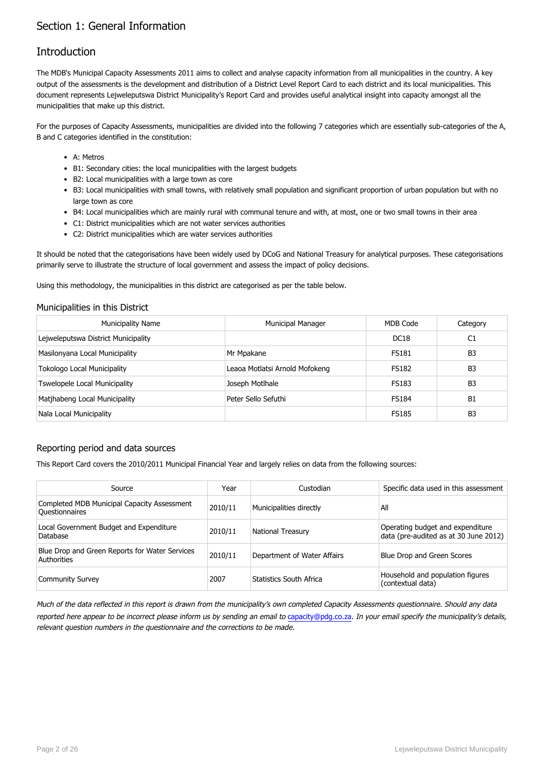# Section 1: General Information

## Introduction

The MDB's Municipal Capacity Assessments 2011 aims to collect and analyse capacity information from all municipalities in the country. A key output of the assessments is the development and distribution of a District Level Report Card to each district and its local municipalities. This document represents Lejweleputswa District Municipality's Report Card and provides useful analytical insight into capacity amongst all the municipalities that make up this district.

For the purposes of Capacity Assessments, municipalities are divided into the following 7 categories which are essentially sub-categories of the A, B and C categories identified in the constitution:

- A: Metros
- B1: Secondary cities: the local municipalities with the largest budgets
- B2: Local municipalities with a large town as core
- B3: Local municipalities with small towns, with relatively small population and significant proportion of urban population but with no large town as core
- B4: Local municipalities which are mainly rural with communal tenure and with, at most, one or two small towns in their area
- C1: District municipalities which are not water services authorities
- C2: District municipalities which are water services authorities

It should be noted that the categorisations have been widely used by DCoG and National Treasury for analytical purposes. These categorisations primarily serve to illustrate the structure of local government and assess the impact of policy decisions.

Using this methodology, the municipalities in this district are categorised as per the table below.

### Municipalities in this District

| Municipality Name | Municipal Manager | MDB Code | Category |
|---|---|---|---|
| Lejweleputswa District Municipality | | DC18 | C1 |
| Masilonyana Local Municipality | Mr Mpakane | FS181 | B3 |
| Tokologo Local Municipality | Leaoa Motlatsi Arnold Mofokeng | FS182 | B3 |
| Tswelopele Local Municipality | Joseph Motlhale | FS183 | B3 |
| Matjhabeng Local Municipality | Peter Sello Sefuthi | FS184 | B1 |
| Nala Local Municipality | | FS185 | B3 |

### Reporting period and data sources

This Report Card covers the 2010/2011 Municipal Financial Year and largely relies on data from the following sources:

| Source | Year | Custodian | Specific data used in this assessment |
|---|---|---|---|
| Completed MDB Municipal Capacity Assessment Questionnaires | 2010/11 | Municipalities directly | All |
| Local Government Budget and Expenditure Database | 2010/11 | National Treasury | Operating budget and expenditure data (pre-audited as at 30 June 2012) |
| Blue Drop and Green Reports for Water Services Authorities | 2010/11 | Department of Water Affairs | Blue Drop and Green Scores |
| Community Survey | 2007 | Statistics South Africa | Household and population figures (contextual data) |

*Much of the data reflected in this report is drawn from the municipality's own completed Capacity Assessments questionnaire. Should any data reported here appear to be incorrect please inform us by sending an email to capacity@pdg.co.za. In your email specify the municipality's details, relevant question numbers in the questionnaire and the corrections to be made.*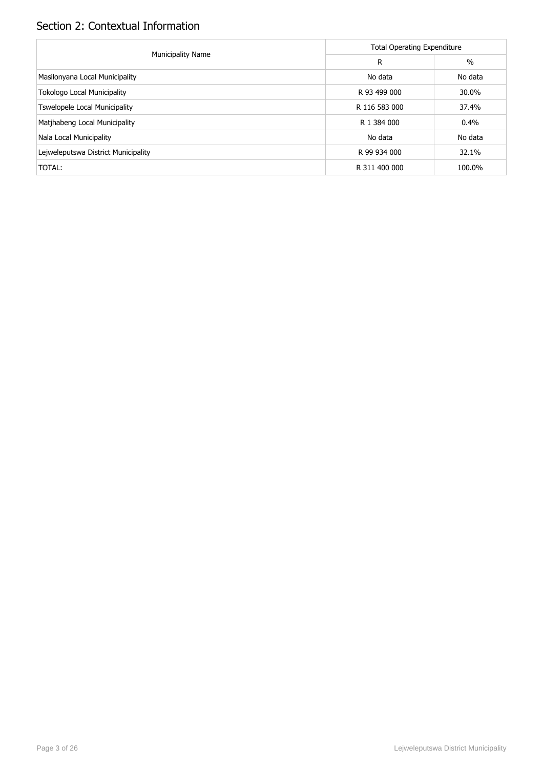## Section 2: Contextual Information

| Municipality Name | Total Operating Expenditure | |
|---|---|---|
| | R | % |
| Masilonyana Local Municipality | No data | No data |
| Tokologo Local Municipality | R 93 499 000 | 30.0% |
| Tswelopele Local Municipality | R 116 583 000 | 37.4% |
| Matjhabeng Local Municipality | R 1 384 000 | 0.4% |
| Nala Local Municipality | No data | No data |
| Lejweleputswa District Municipality | R 99 934 000 | 32.1% |
| TOTAL: | R 311 400 000 | 100.0% |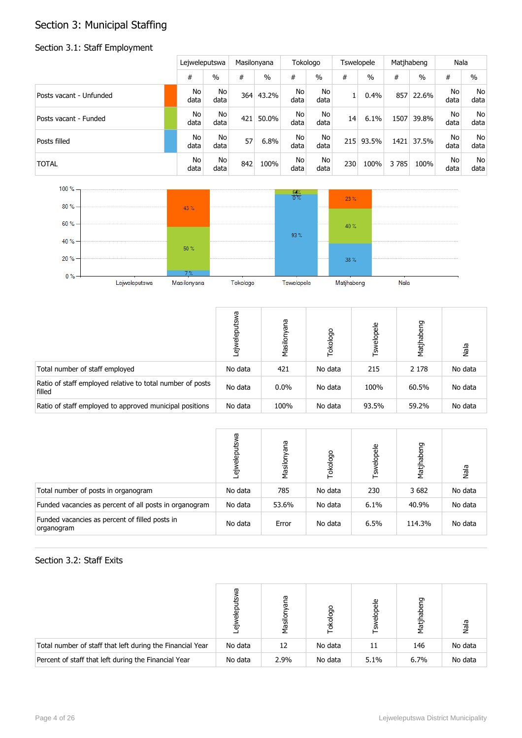# Section 3: Municipal Staffing

## Section 3.1: Staff Employment

| | Lejweleputswa | | Masilonyana | | Tokologo | | Tswelopele | | Matjhabeng | | Nala | |
|---|---|---|---|---|---|---|---|---|---|---|---|---|
| | # | % | # | % | # | % | # | % | # | % | # | % |
| Posts vacant - Unfunded | No data | No data | 364 | 43.2% | No data | No data | 1 | 0.4% | 857 | 22.6% | No data | No data |
| Posts vacant - Funded | No data | No data | 421 | 50.0% | No data | No data | 14 | 6.1% | 1507 | 39.8% | No data | No data |
| Posts filled | No data | No data | 57 | 6.8% | No data | No data | 215 | 93.5% | 1421 | 37.5% | No data | No data |
| TOTAL | No data | No data | 842 | 100% | No data | No data | 230 | 100% | 3 785 | 100% | No data | No data |

| | Lejweleputswa | Masilonyana | Tokologo | Tswelopele | Matjhabeng | Nala |
|---|---|---|---|---|---|---|
| Total number of staff employed | No data | 421 | No data | 215 | 2 178 | No data |
| Ratio of staff employed relative to total number of posts filled | No data | 0.0% | No data | 100% | 60.5% | No data |
| Ratio of staff employed to approved municipal positions | No data | 100% | No data | 93.5% | 59.2% | No data |

| | Lejweleputswa | Masilonyana | Tokologo | Tswelopele | Matjhabeng | Nala |
|---|---|---|---|---|---|---|
| Total number of posts in organogram | No data | 785 | No data | 230 | 3 682 | No data |
| Funded vacancies as percent of all posts in organogram | No data | 53.6% | No data | 6.1% | 40.9% | No data |
| Funded vacancies as percent of filled posts in organogram | No data | Error | No data | 6.5% | 114.3% | No data |

## Section 3.2: Staff Exits

| | Lejweleputswa | Masilonyana | Tokologo | Tswelopele | Matjhabeng | Nala |
|---|---|---|---|---|---|---|
| Total number of staff that left during the Financial Year | No data | 12 | No data | 11 | 146 | No data |
| Percent of staff that left during the Financial Year | No data | 2.9% | No data | 5.1% | 6.7% | No data |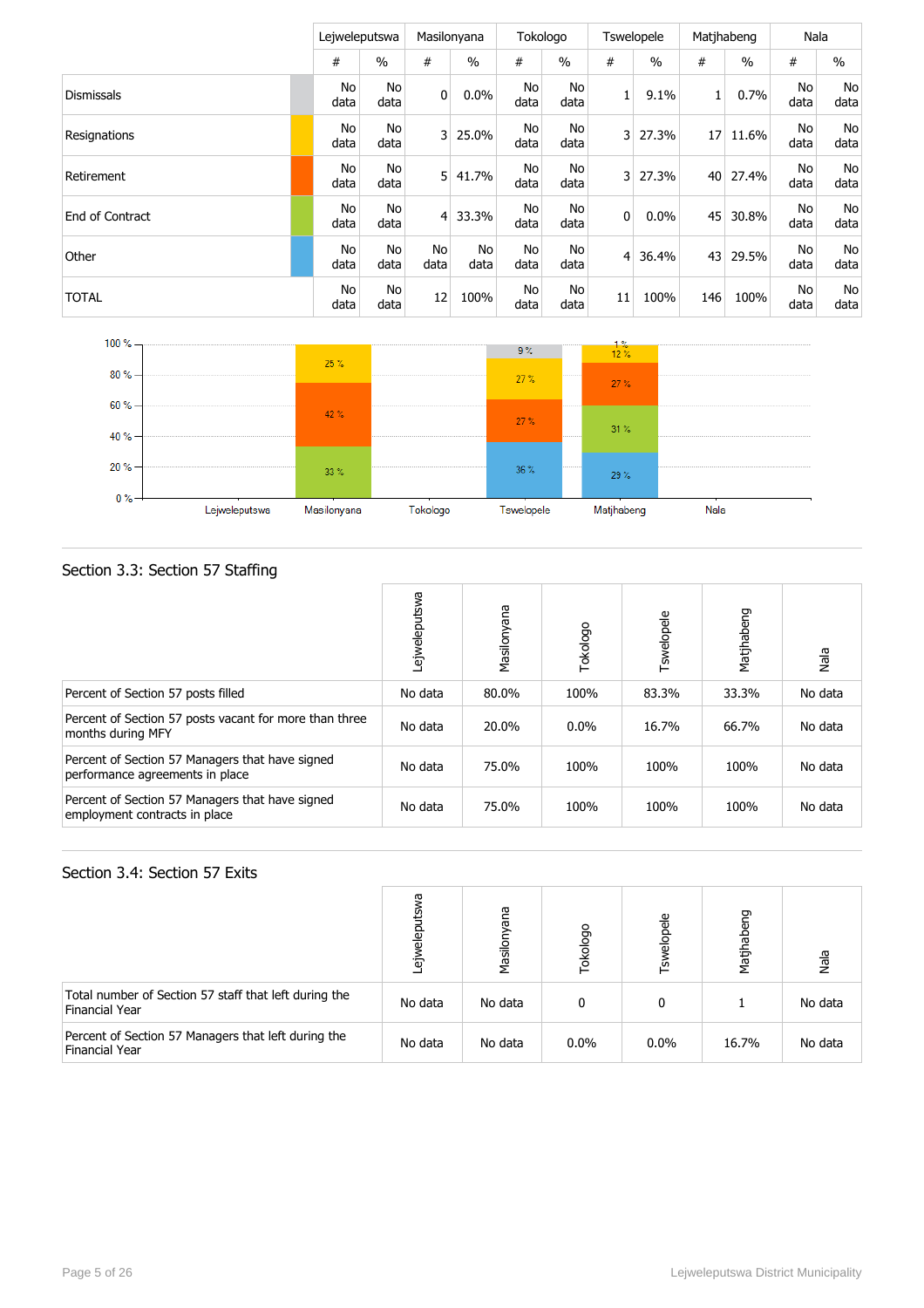| | | Lejweleputswa | | Masilonyana | | Tokologo | | Tswelopele | | Matjhabeng | | Nala | |
|---|---|---|---|---|---|---|---|---|---|---|---|---|---|
| | | # | % | # | % | # | % | # | % | # | % | # | % |
| Dismissals | | No data | No data | 0 | 0.0% | No data | No data | 1 | 9.1% | 1 | 0.7% | No data | No data |
| Resignations | | No data | No data | 3 | 25.0% | No data | No data | 3 | 27.3% | 17 | 11.6% | No data | No data |
| Retirement | | No data | No data | 5 | 41.7% | No data | No data | 3 | 27.3% | 40 | 27.4% | No data | No data |
| End of Contract | | No data | No data | 4 | 33.3% | No data | No data | 0 | 0.0% | 45 | 30.8% | No data | No data |
| Other | | No data | No data | No data | No data | No data | No data | 4 | 36.4% | 43 | 29.5% | No data | No data |
| TOTAL | | No data | No data | 12 | 100% | No data | No data | 11 | 100% | 146 | 100% | No data | No data |

## Section 3.3: Section 57 Staffing

| | Lejweleputswa | Masilonyana | Tokologo | Tswelopele | Matjhabeng | Nala |
|---|---|---|---|---|---|---|
| Percent of Section 57 posts filled | No data | 80.0% | 100% | 83.3% | 33.3% | No data |
| Percent of Section 57 posts vacant for more than three months during MFY | No data | 20.0% | 0.0% | 16.7% | 66.7% | No data |
| Percent of Section 57 Managers that have signed performance agreements in place | No data | 75.0% | 100% | 100% | 100% | No data |
| Percent of Section 57 Managers that have signed employment contracts in place | No data | 75.0% | 100% | 100% | 100% | No data |

## Section 3.4: Section 57 Exits

| | Lejweleputswa | Masilonyana | Tokologo | Tswelopele | Matjhabeng | Nala |
|---|---|---|---|---|---|---|
| Total number of Section 57 staff that left during the Financial Year | No data | No data | 0 | 0 | 1 | No data |
| Percent of Section 57 Managers that left during the Financial Year | No data | No data | 0.0% | 0.0% | 16.7% | No data |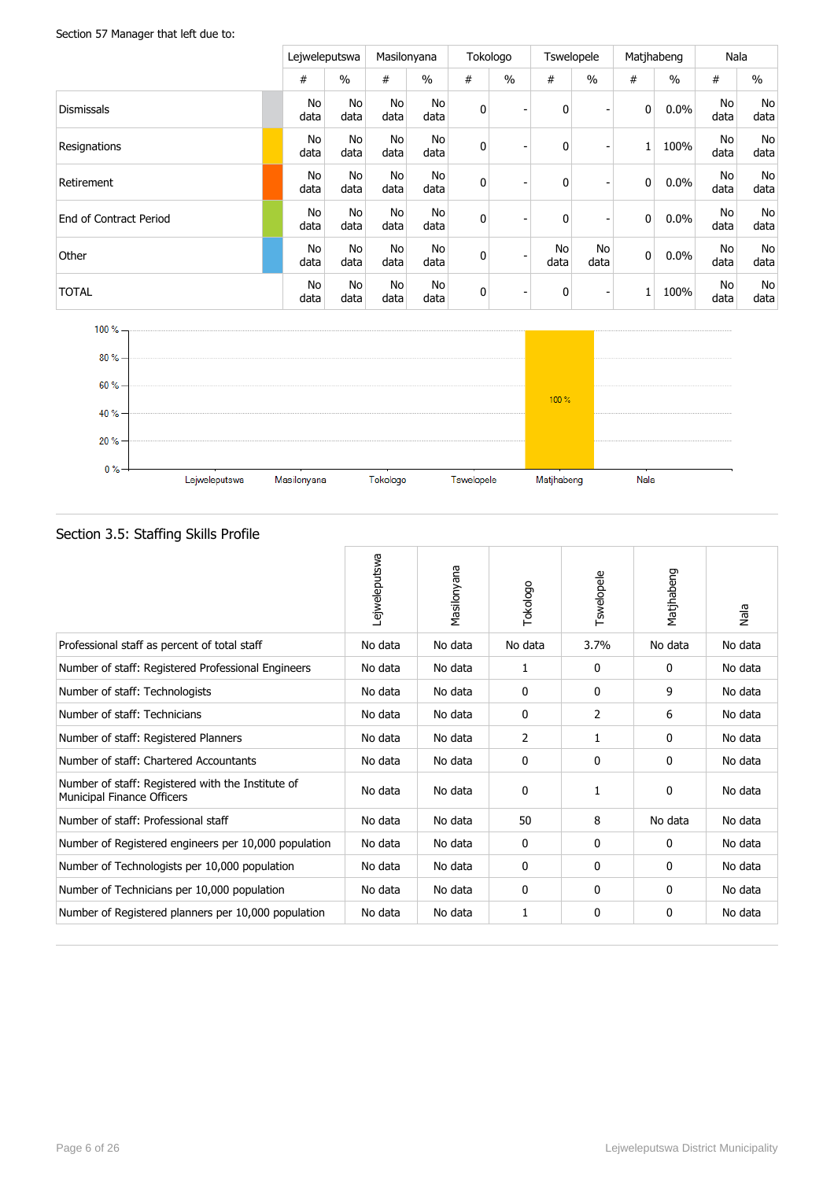Section 57 Manager that left due to:

| | Lejweleputswa | | Masilonyana | | Tokologo | | Tswelopele | | Matjhabeng | | Nala | |
|---|---|---|---|---|---|---|---|---|---|---|---|---|
| | # | % | # | % | # | % | # | % | # | % | # | % |
| Dismissals | No data | No data | No data | No data | 0 | - | 0 | - | 0 | 0.0% | No data | No data |
| Resignations | No data | No data | No data | No data | 0 | - | 0 | - | 1 | 100% | No data | No data |
| Retirement | No data | No data | No data | No data | 0 | - | 0 | - | 0 | 0.0% | No data | No data |
| End of Contract Period | No data | No data | No data | No data | 0 | - | 0 | - | 0 | 0.0% | No data | No data |
| Other | No data | No data | No data | No data | 0 | - | No data | No data | 0 | 0.0% | No data | No data |
| TOTAL | No data | No data | No data | No data | 0 | - | 0 | - | 1 | 100% | No data | No data |

## Section 3.5: Staffing Skills Profile

| | Lejweleputswa | Masilonyana | Tokologo | Tswelopele | Matjhabeng | Nala |
|---|---|---|---|---|---|---|
| Professional staff as percent of total staff | No data | No data | No data | 3.7% | No data | No data |
| Number of staff: Registered Professional Engineers | No data | No data | 1 | 0 | 0 | No data |
| Number of staff: Technologists | No data | No data | 0 | 0 | 9 | No data |
| Number of staff: Technicians | No data | No data | 0 | 2 | 6 | No data |
| Number of staff: Registered Planners | No data | No data | 2 | 1 | 0 | No data |
| Number of staff: Chartered Accountants | No data | No data | 0 | 0 | 0 | No data |
| Number of staff: Registered with the Institute of Municipal Finance Officers | No data | No data | 0 | 1 | 0 | No data |
| Number of staff: Professional staff | No data | No data | 50 | 8 | No data | No data |
| Number of Registered engineers per 10,000 population | No data | No data | 0 | 0 | 0 | No data |
| Number of Technologists per 10,000 population | No data | No data | 0 | 0 | 0 | No data |
| Number of Technicians per 10,000 population | No data | No data | 0 | 0 | 0 | No data |
| Number of Registered planners per 10,000 population | No data | No data | 1 | 0 | 0 | No data |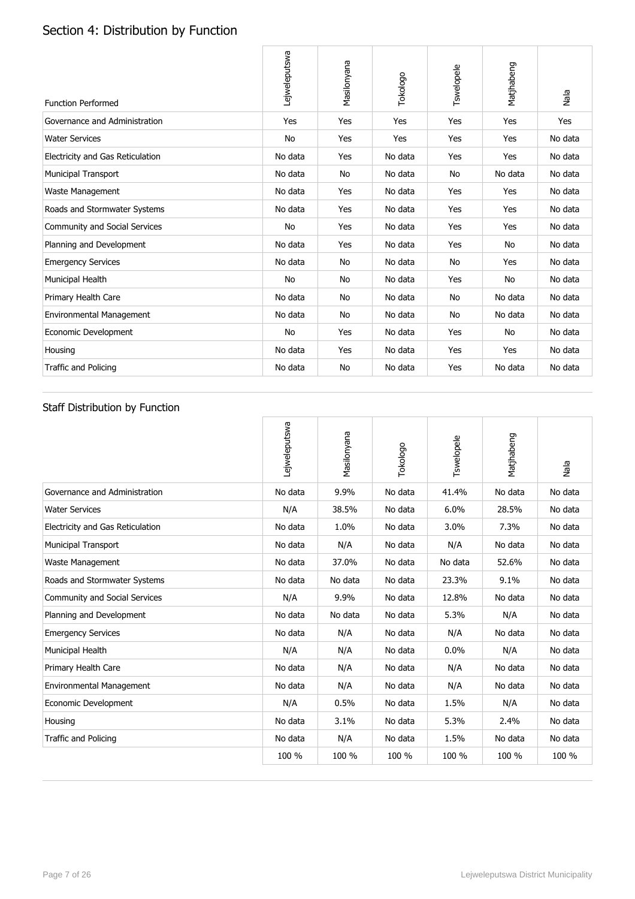## Section 4: Distribution by Function

| Function Performed | Lejweleputswa | Masilonyana | Tokologo | Tswelopele | Matjhabeng | Nala |
|---|---|---|---|---|---|---|
| Governance and Administration | Yes | Yes | Yes | Yes | Yes | Yes |
| Water Services | No | Yes | Yes | Yes | Yes | No data |
| Electricity and Gas Reticulation | No data | Yes | No data | Yes | Yes | No data |
| Municipal Transport | No data | No | No data | No | No data | No data |
| Waste Management | No data | Yes | No data | Yes | Yes | No data |
| Roads and Stormwater Systems | No data | Yes | No data | Yes | Yes | No data |
| Community and Social Services | No | Yes | No data | Yes | Yes | No data |
| Planning and Development | No data | Yes | No data | Yes | No | No data |
| Emergency Services | No data | No | No data | No | Yes | No data |
| Municipal Health | No | No | No data | Yes | No | No data |
| Primary Health Care | No data | No | No data | No | No data | No data |
| Environmental Management | No data | No | No data | No | No data | No data |
| Economic Development | No | Yes | No data | Yes | No | No data |
| Housing | No data | Yes | No data | Yes | Yes | No data |
| Traffic and Policing | No data | No | No data | Yes | No data | No data |

## Staff Distribution by Function

| | Lejweleputswa | Masilonyana | Tokologo | Tswelopele | Matjhabeng | Nala |
|---|---|---|---|---|---|---|
| Governance and Administration | No data | 9.9% | No data | 41.4% | No data | No data |
| Water Services | N/A | 38.5% | No data | 6.0% | 28.5% | No data |
| Electricity and Gas Reticulation | No data | 1.0% | No data | 3.0% | 7.3% | No data |
| Municipal Transport | No data | N/A | No data | N/A | No data | No data |
| Waste Management | No data | 37.0% | No data | No data | 52.6% | No data |
| Roads and Stormwater Systems | No data | No data | No data | 23.3% | 9.1% | No data |
| Community and Social Services | N/A | 9.9% | No data | 12.8% | No data | No data |
| Planning and Development | No data | No data | No data | 5.3% | N/A | No data |
| Emergency Services | No data | N/A | No data | N/A | No data | No data |
| Municipal Health | N/A | N/A | No data | 0.0% | N/A | No data |
| Primary Health Care | No data | N/A | No data | N/A | No data | No data |
| Environmental Management | No data | N/A | No data | N/A | No data | No data |
| Economic Development | N/A | 0.5% | No data | 1.5% | N/A | No data |
| Housing | No data | 3.1% | No data | 5.3% | 2.4% | No data |
| Traffic and Policing | No data | N/A | No data | 1.5% | No data | No data |
| | 100 % | 100 % | 100 % | 100 % | 100 % | 100 % |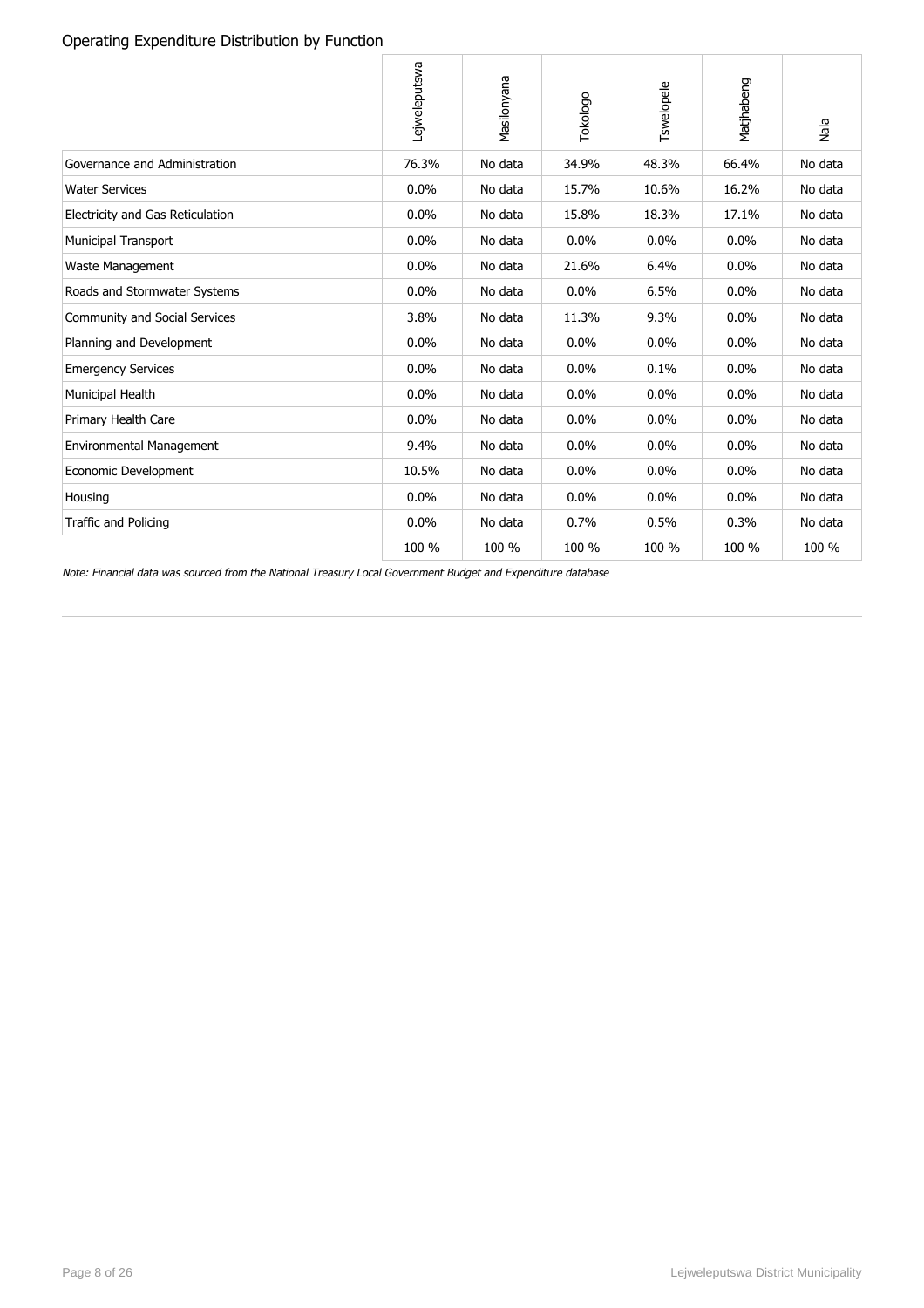## Operating Expenditure Distribution by Function

| | Lejweleputswa | Masilonyana | Tokologo | Tswelopele | Matjhabeng | Nala |
|---|---|---|---|---|---|---|
| Governance and Administration | 76.3% | No data | 34.9% | 48.3% | 66.4% | No data |
| Water Services | 0.0% | No data | 15.7% | 10.6% | 16.2% | No data |
| Electricity and Gas Reticulation | 0.0% | No data | 15.8% | 18.3% | 17.1% | No data |
| Municipal Transport | 0.0% | No data | 0.0% | 0.0% | 0.0% | No data |
| Waste Management | 0.0% | No data | 21.6% | 6.4% | 0.0% | No data |
| Roads and Stormwater Systems | 0.0% | No data | 0.0% | 6.5% | 0.0% | No data |
| Community and Social Services | 3.8% | No data | 11.3% | 9.3% | 0.0% | No data |
| Planning and Development | 0.0% | No data | 0.0% | 0.0% | 0.0% | No data |
| Emergency Services | 0.0% | No data | 0.0% | 0.1% | 0.0% | No data |
| Municipal Health | 0.0% | No data | 0.0% | 0.0% | 0.0% | No data |
| Primary Health Care | 0.0% | No data | 0.0% | 0.0% | 0.0% | No data |
| Environmental Management | 9.4% | No data | 0.0% | 0.0% | 0.0% | No data |
| Economic Development | 10.5% | No data | 0.0% | 0.0% | 0.0% | No data |
| Housing | 0.0% | No data | 0.0% | 0.0% | 0.0% | No data |
| Traffic and Policing | 0.0% | No data | 0.7% | 0.5% | 0.3% | No data |
| | 100 % | 100 % | 100 % | 100 % | 100 % | 100 % |

*Note: Financial data was sourced from the National Treasury Local Government Budget and Expenditure database*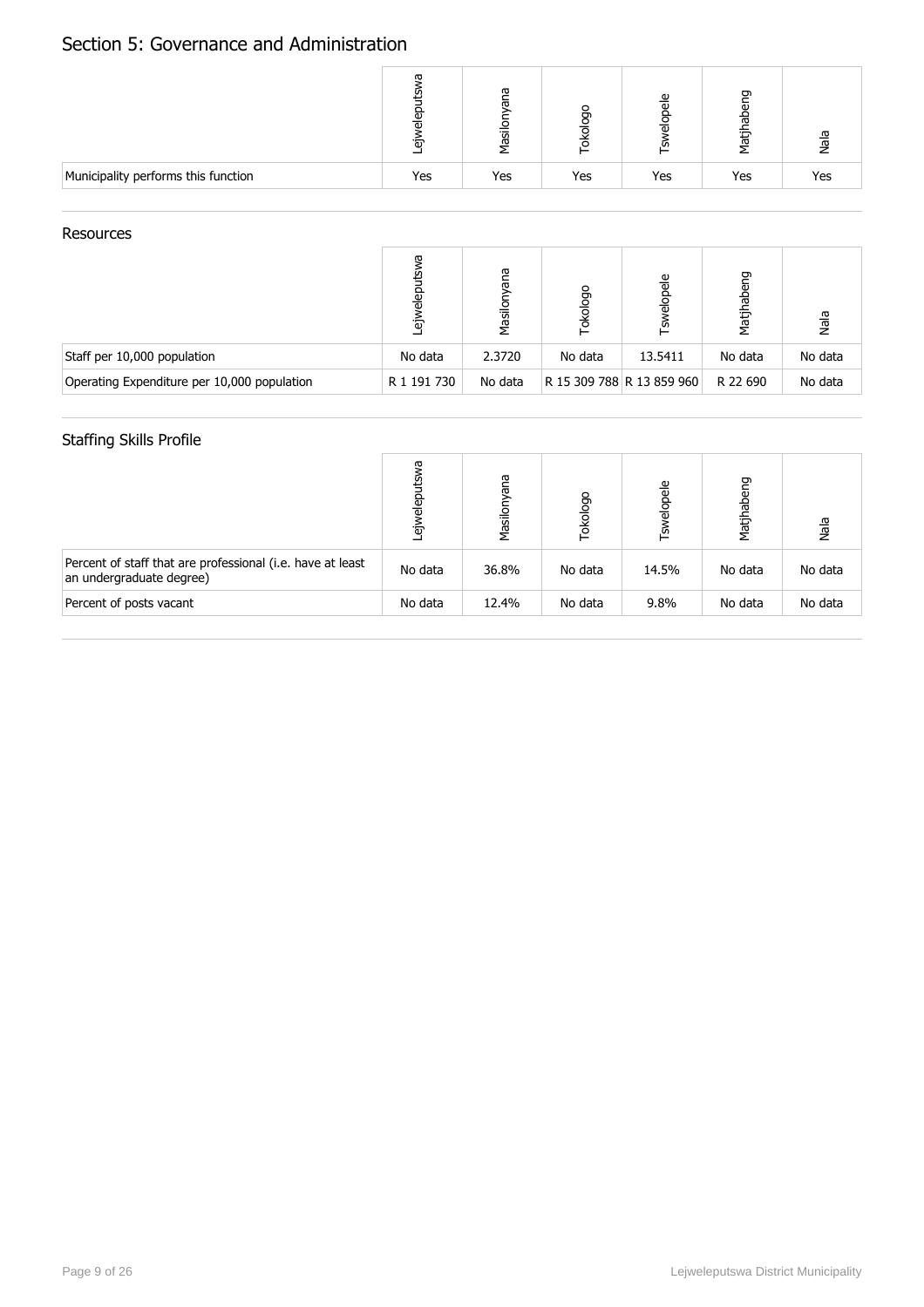# Section 5: Governance and Administration

| | Lejweleputswa | Masilonyana | Tokologo | Tswelopele | Matjhabeng | Nala |
|---|---|---|---|---|---|---|
| Municipality performs this function | Yes | Yes | Yes | Yes | Yes | Yes |

## Resources

| | Lejweleputswa | Masilonyana | Tokologo | Tswelopele | Matjhabeng | Nala |
|---|---|---|---|---|---|---|
| Staff per 10,000 population | No data | 2.3720 | No data | 13.5411 | No data | No data |
| Operating Expenditure per 10,000 population | R 1 191 730 | No data | R 15 309 788 | R 13 859 960 | R 22 690 | No data |

## Staffing Skills Profile

| | Lejweleputswa | Masilonyana | Tokologo | Tswelopele | Matjhabeng | Nala |
|---|---|---|---|---|---|---|
| Percent of staff that are professional (i.e. have at least an undergraduate degree) | No data | 36.8% | No data | 14.5% | No data | No data |
| Percent of posts vacant | No data | 12.4% | No data | 9.8% | No data | No data |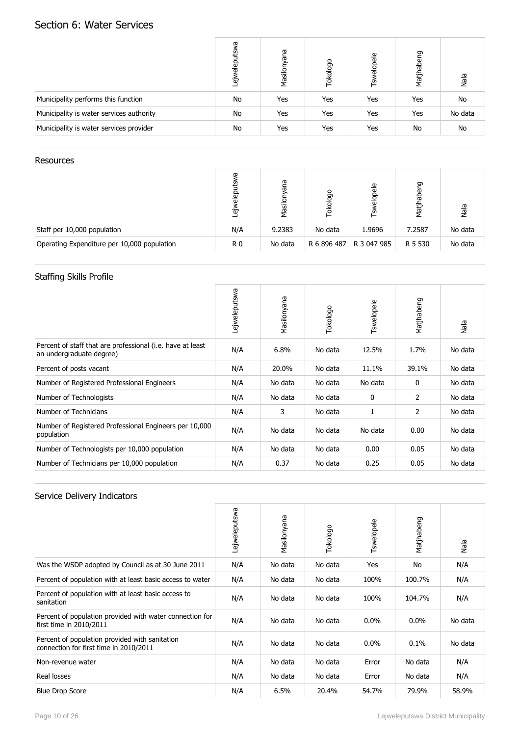# Section 6: Water Services

| | Lejweleputswa | Masilonyana | Tokologo | Tswelopele | Matjhabeng | Nala |
|---|---|---|---|---|---|---|
| Municipality performs this function | No | Yes | Yes | Yes | Yes | No |
| Municipality is water services authority | No | Yes | Yes | Yes | Yes | No data |
| Municipality is water services provider | No | Yes | Yes | Yes | No | No |

## Resources

| | Lejweleputswa | Masilonyana | Tokologo | Tswelopele | Matjhabeng | Nala |
|---|---|---|---|---|---|---|
| Staff per 10,000 population | N/A | 9.2383 | No data | 1.9696 | 7.2587 | No data |
| Operating Expenditure per 10,000 population | R 0 | No data | R 6 896 487 | R 3 047 985 | R 5 530 | No data |

## Staffing Skills Profile

| | Lejweleputswa | Masilonyana | Tokologo | Tswelopele | Matjhabeng | Nala |
|---|---|---|---|---|---|---|
| Percent of staff that are professional (i.e. have at least an undergraduate degree) | N/A | 6.8% | No data | 12.5% | 1.7% | No data |
| Percent of posts vacant | N/A | 20.0% | No data | 11.1% | 39.1% | No data |
| Number of Registered Professional Engineers | N/A | No data | No data | No data | 0 | No data |
| Number of Technologists | N/A | No data | No data | 0 | 2 | No data |
| Number of Technicians | N/A | 3 | No data | 1 | 2 | No data |
| Number of Registered Professional Engineers per 10,000 population | N/A | No data | No data | No data | 0.00 | No data |
| Number of Technologists per 10,000 population | N/A | No data | No data | 0.00 | 0.05 | No data |
| Number of Technicians per 10,000 population | N/A | 0.37 | No data | 0.25 | 0.05 | No data |

## Service Delivery Indicators

| | Lejweleputswa | Masilonyana | Tokologo | Tswelopele | Matjhabeng | Nala |
|---|---|---|---|---|---|---|
| Was the WSDP adopted by Council as at 30 June 2011 | N/A | No data | No data | Yes | No | N/A |
| Percent of population with at least basic access to water | N/A | No data | No data | 100% | 100.7% | N/A |
| Percent of population with at least basic access to sanitation | N/A | No data | No data | 100% | 104.7% | N/A |
| Percent of population provided with water connection for first time in 2010/2011 | N/A | No data | No data | 0.0% | 0.0% | No data |
| Percent of population provided with sanitation connection for first time in 2010/2011 | N/A | No data | No data | 0.0% | 0.1% | No data |
| Non-revenue water | N/A | No data | No data | Error | No data | N/A |
| Real losses | N/A | No data | No data | Error | No data | N/A |
| Blue Drop Score | N/A | 6.5% | 20.4% | 54.7% | 79.9% | 58.9% |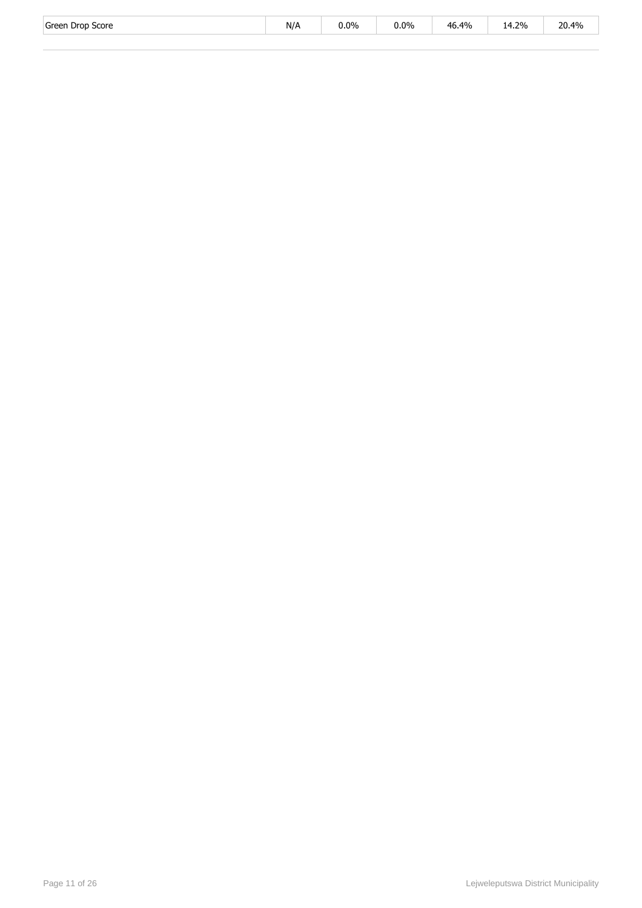| Green Drop Score | N/A | 0.0% | 0.0% | 46.4% | 14.2% | 20.4% |
|---|---|---|---|---|---|---|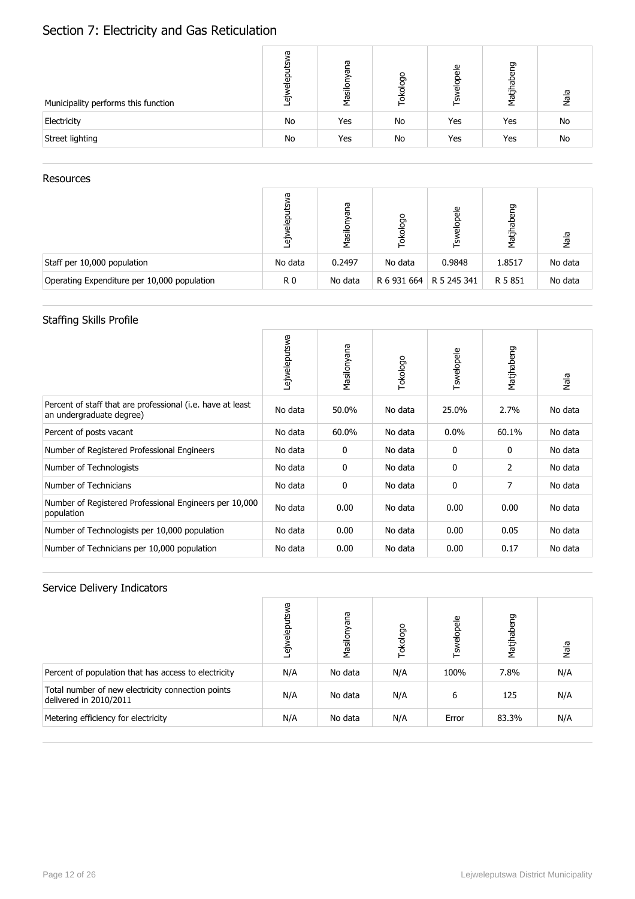# Section 7: Electricity and Gas Reticulation

| Municipality performs this function | Lejweleputswa | Masilonyana | Tokologo | Tswelopele | Matjhabeng | Nala |
|---|---|---|---|---|---|---|
| Electricity | No | Yes | No | Yes | Yes | No |
| Street lighting | No | Yes | No | Yes | Yes | No |

## Resources

| | Lejweleputswa | Masilonyana | Tokologo | Tswelopele | Matjhabeng | Nala |
|---|---|---|---|---|---|---|
| Staff per 10,000 population | No data | 0.2497 | No data | 0.9848 | 1.8517 | No data |
| Operating Expenditure per 10,000 population | R 0 | No data | R 6 931 664 | R 5 245 341 | R 5 851 | No data |

## Staffing Skills Profile

| | Lejweleputswa | Masilonyana | Tokologo | Tswelopele | Matjhabeng | Nala |
|---|---|---|---|---|---|---|
| Percent of staff that are professional (i.e. have at least an undergraduate degree) | No data | 50.0% | No data | 25.0% | 2.7% | No data |
| Percent of posts vacant | No data | 60.0% | No data | 0.0% | 60.1% | No data |
| Number of Registered Professional Engineers | No data | 0 | No data | 0 | 0 | No data |
| Number of Technologists | No data | 0 | No data | 0 | 2 | No data |
| Number of Technicians | No data | 0 | No data | 0 | 7 | No data |
| Number of Registered Professional Engineers per 10,000 population | No data | 0.00 | No data | 0.00 | 0.00 | No data |
| Number of Technologists per 10,000 population | No data | 0.00 | No data | 0.00 | 0.05 | No data |
| Number of Technicians per 10,000 population | No data | 0.00 | No data | 0.00 | 0.17 | No data |

## Service Delivery Indicators

| | Lejweleputswa | Masilonyana | Tokologo | Tswelopele | Matjhabeng | Nala |
|---|---|---|---|---|---|---|
| Percent of population that has access to electricity | N/A | No data | N/A | 100% | 7.8% | N/A |
| Total number of new electricity connection points delivered in 2010/2011 | N/A | No data | N/A | 6 | 125 | N/A |
| Metering efficiency for electricity | N/A | No data | N/A | Error | 83.3% | N/A |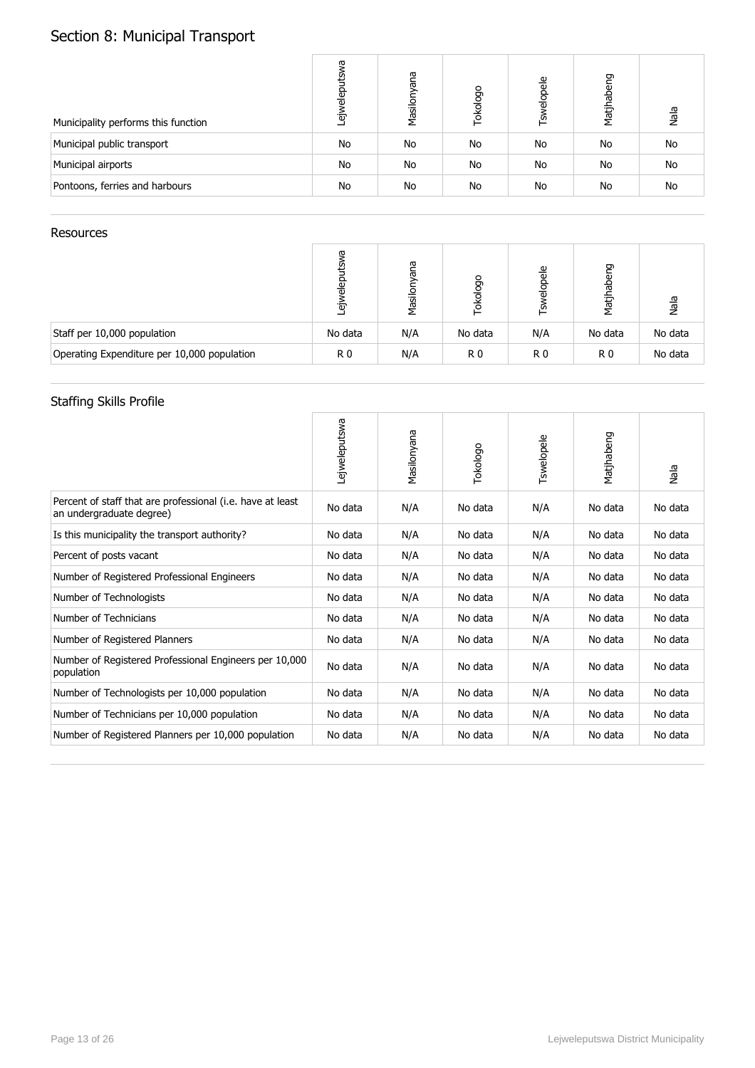# Section 8: Municipal Transport

| Municipality performs this function | Lejweleputswa | Masilonyana | Tokologo | Tswelopele | Matjhabeng | Nala |
|---|---|---|---|---|---|---|
| Municipal public transport | No | No | No | No | No | No |
| Municipal airports | No | No | No | No | No | No |
| Pontoons, ferries and harbours | No | No | No | No | No | No |

## Resources

| | Lejweleputswa | Masilonyana | Tokologo | Tswelopele | Matjhabeng | Nala |
|---|---|---|---|---|---|---|
| Staff per 10,000 population | No data | N/A | No data | N/A | No data | No data |
| Operating Expenditure per 10,000 population | R 0 | N/A | R 0 | R 0 | R 0 | No data |

## Staffing Skills Profile

| | Lejweleputswa | Masilonyana | Tokologo | Tswelopele | Matjhabeng | Nala |
|---|---|---|---|---|---|---|
| Percent of staff that are professional (i.e. have at least an undergraduate degree) | No data | N/A | No data | N/A | No data | No data |
| Is this municipality the transport authority? | No data | N/A | No data | N/A | No data | No data |
| Percent of posts vacant | No data | N/A | No data | N/A | No data | No data |
| Number of Registered Professional Engineers | No data | N/A | No data | N/A | No data | No data |
| Number of Technologists | No data | N/A | No data | N/A | No data | No data |
| Number of Technicians | No data | N/A | No data | N/A | No data | No data |
| Number of Registered Planners | No data | N/A | No data | N/A | No data | No data |
| Number of Registered Professional Engineers per 10,000 population | No data | N/A | No data | N/A | No data | No data |
| Number of Technologists per 10,000 population | No data | N/A | No data | N/A | No data | No data |
| Number of Technicians per 10,000 population | No data | N/A | No data | N/A | No data | No data |
| Number of Registered Planners per 10,000 population | No data | N/A | No data | N/A | No data | No data |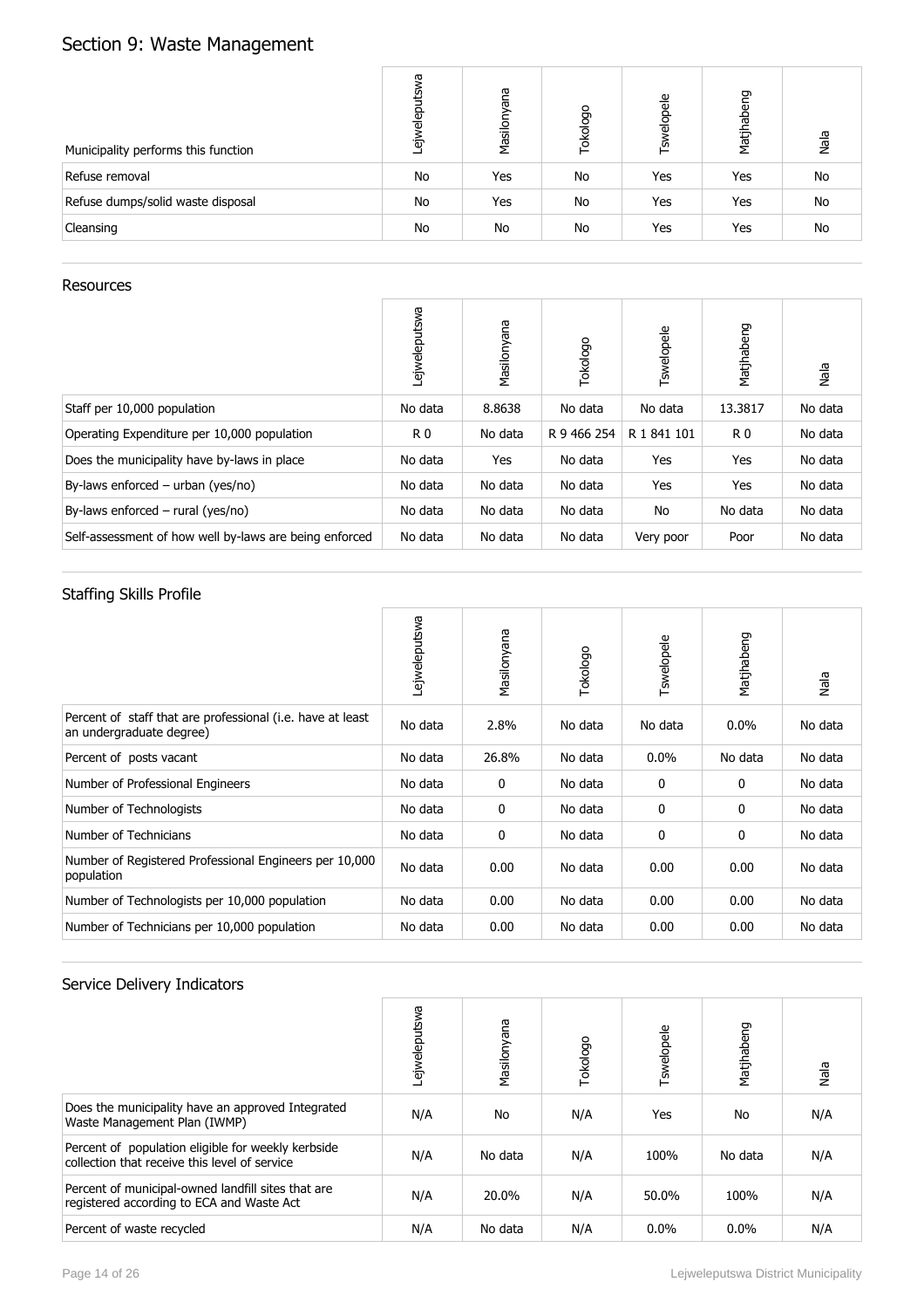# Section 9: Waste Management

| Municipality performs this function | Lejweleputswa | Masilonyana | Tokologo | Tswelopele | Matjhabeng | Nala |
|---|---|---|---|---|---|---|
| Refuse removal | No | Yes | No | Yes | Yes | No |
| Refuse dumps/solid waste disposal | No | Yes | No | Yes | Yes | No |
| Cleansing | No | No | No | Yes | Yes | No |

## Resources

| | Lejweleputswa | Masilonyana | Tokologo | Tswelopele | Matjhabeng | Nala |
|---|---|---|---|---|---|---|
| Staff per 10,000 population | No data | 8.8638 | No data | No data | 13.3817 | No data |
| Operating Expenditure per 10,000 population | R 0 | No data | R 9 466 254 | R 1 841 101 | R 0 | No data |
| Does the municipality have by-laws in place | No data | Yes | No data | Yes | Yes | No data |
| By-laws enforced – urban (yes/no) | No data | No data | No data | Yes | Yes | No data |
| By-laws enforced – rural (yes/no) | No data | No data | No data | No | No data | No data |
| Self-assessment of how well by-laws are being enforced | No data | No data | No data | Very poor | Poor | No data |

## Staffing Skills Profile

| | Lejweleputswa | Masilonyana | Tokologo | Tswelopele | Matjhabeng | Nala |
|---|---|---|---|---|---|---|
| Percent of staff that are professional (i.e. have at least an undergraduate degree) | No data | 2.8% | No data | No data | 0.0% | No data |
| Percent of posts vacant | No data | 26.8% | No data | 0.0% | No data | No data |
| Number of Professional Engineers | No data | 0 | No data | 0 | 0 | No data |
| Number of Technologists | No data | 0 | No data | 0 | 0 | No data |
| Number of Technicians | No data | 0 | No data | 0 | 0 | No data |
| Number of Registered Professional Engineers per 10,000 population | No data | 0.00 | No data | 0.00 | 0.00 | No data |
| Number of Technologists per 10,000 population | No data | 0.00 | No data | 0.00 | 0.00 | No data |
| Number of Technicians per 10,000 population | No data | 0.00 | No data | 0.00 | 0.00 | No data |

## Service Delivery Indicators

| | Lejweleputswa | Masilonyana | Tokologo | Tswelopele | Matjhabeng | Nala |
|---|---|---|---|---|---|---|
| Does the municipality have an approved Integrated Waste Management Plan (IWMP) | N/A | No | N/A | Yes | No | N/A |
| Percent of population eligible for weekly kerbside collection that receive this level of service | N/A | No data | N/A | 100% | No data | N/A |
| Percent of municipal-owned landfill sites that are registered according to ECA and Waste Act | N/A | 20.0% | N/A | 50.0% | 100% | N/A |
| Percent of waste recycled | N/A | No data | N/A | 0.0% | 0.0% | N/A |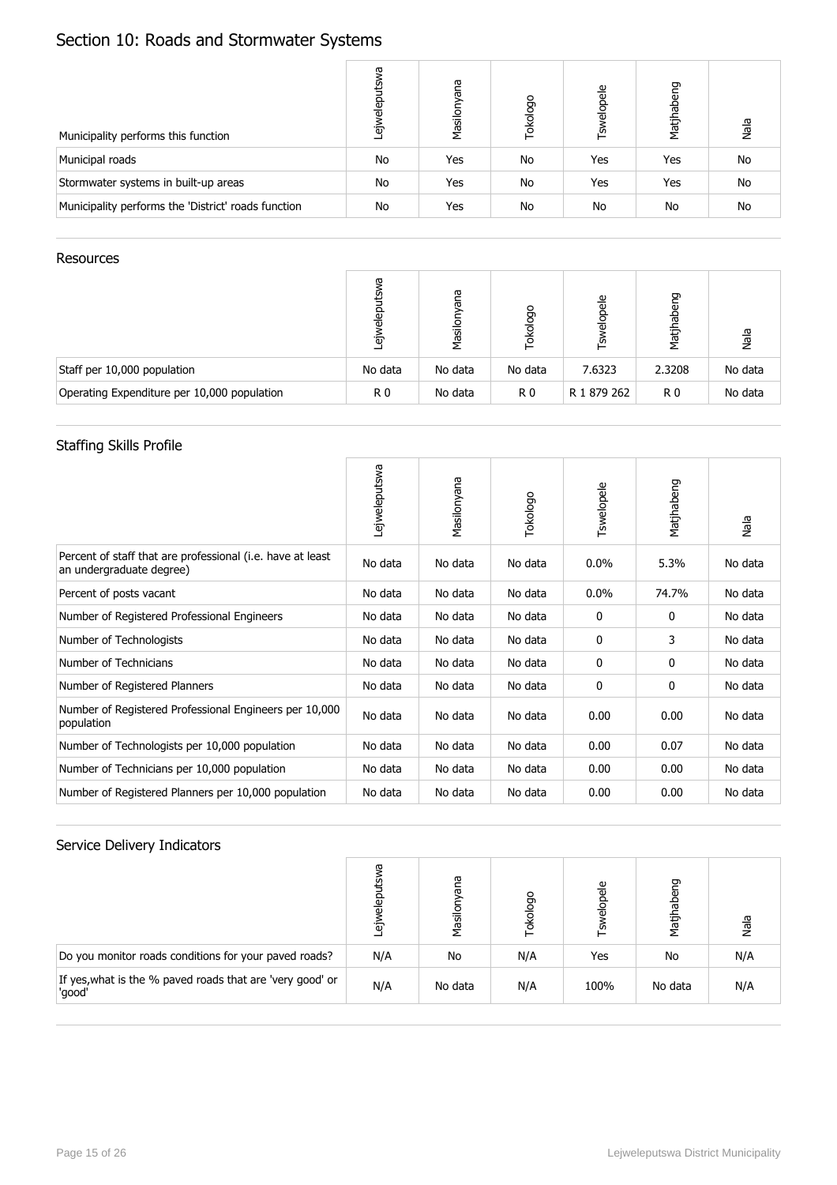# Section 10: Roads and Stormwater Systems

| Municipality performs this function | Lejweleputswa | Masilonyana | Tokologo | Tswelopele | Matjhabeng | Nala |
|---|---|---|---|---|---|---|
| Municipal roads | No | Yes | No | Yes | Yes | No |
| Stormwater systems in built-up areas | No | Yes | No | Yes | Yes | No |
| Municipality performs the 'District' roads function | No | Yes | No | No | No | No |

## Resources

| | Lejweleputswa | Masilonyana | Tokologo | Tswelopele | Matjhabeng | Nala |
|---|---|---|---|---|---|---|
| Staff per 10,000 population | No data | No data | No data | 7.6323 | 2.3208 | No data |
| Operating Expenditure per 10,000 population | R 0 | No data | R 0 | R 1 879 262 | R 0 | No data |

## Staffing Skills Profile

| | Lejweleputswa | Masilonyana | Tokologo | Tswelopele | Matjhabeng | Nala |
|---|---|---|---|---|---|---|
| Percent of staff that are professional (i.e. have at least an undergraduate degree) | No data | No data | No data | 0.0% | 5.3% | No data |
| Percent of posts vacant | No data | No data | No data | 0.0% | 74.7% | No data |
| Number of Registered Professional Engineers | No data | No data | No data | 0 | 0 | No data |
| Number of Technologists | No data | No data | No data | 0 | 3 | No data |
| Number of Technicians | No data | No data | No data | 0 | 0 | No data |
| Number of Registered Planners | No data | No data | No data | 0 | 0 | No data |
| Number of Registered Professional Engineers per 10,000 population | No data | No data | No data | 0.00 | 0.00 | No data |
| Number of Technologists per 10,000 population | No data | No data | No data | 0.00 | 0.07 | No data |
| Number of Technicians per 10,000 population | No data | No data | No data | 0.00 | 0.00 | No data |
| Number of Registered Planners per 10,000 population | No data | No data | No data | 0.00 | 0.00 | No data |

## Service Delivery Indicators

| | Lejweleputswa | Masilonyana | Tokologo | Tswelopele | Matjhabeng | Nala |
|---|---|---|---|---|---|---|
| Do you monitor roads conditions for your paved roads? | N/A | No | N/A | Yes | No | N/A |
| If yes,what is the % paved roads that are 'very good' or 'good' | N/A | No data | N/A | 100% | No data | N/A |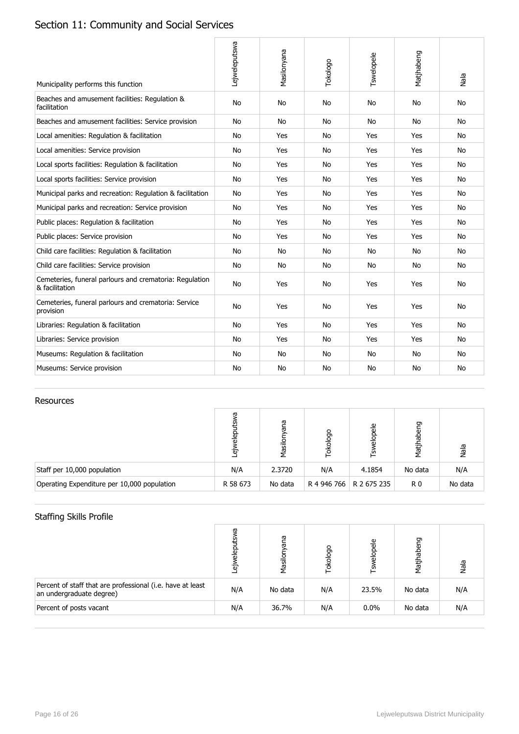## Section 11: Community and Social Services

| Municipality performs this function | Lejweleputswa | Masilonyana | Tokologo | Tswelopele | Matjhabeng | Nala |
|---|---|---|---|---|---|---|
| Beaches and amusement facilities: Regulation & facilitation | No | No | No | No | No | No |
| Beaches and amusement facilities: Service provision | No | No | No | No | No | No |
| Local amenities: Regulation & facilitation | No | Yes | No | Yes | Yes | No |
| Local amenities: Service provision | No | Yes | No | Yes | Yes | No |
| Local sports facilities: Regulation & facilitation | No | Yes | No | Yes | Yes | No |
| Local sports facilities: Service provision | No | Yes | No | Yes | Yes | No |
| Municipal parks and recreation: Regulation & facilitation | No | Yes | No | Yes | Yes | No |
| Municipal parks and recreation: Service provision | No | Yes | No | Yes | Yes | No |
| Public places: Regulation & facilitation | No | Yes | No | Yes | Yes | No |
| Public places: Service provision | No | Yes | No | Yes | Yes | No |
| Child care facilities: Regulation & facilitation | No | No | No | No | No | No |
| Child care facilities: Service provision | No | No | No | No | No | No |
| Cemeteries, funeral parlours and crematoria: Regulation & facilitation | No | Yes | No | Yes | Yes | No |
| Cemeteries, funeral parlours and crematoria: Service provision | No | Yes | No | Yes | Yes | No |
| Libraries: Regulation & facilitation | No | Yes | No | Yes | Yes | No |
| Libraries: Service provision | No | Yes | No | Yes | Yes | No |
| Museums: Regulation & facilitation | No | No | No | No | No | No |
| Museums: Service provision | No | No | No | No | No | No |

### Resources

| | Lejweleputswa | Masilonyana | Tokologo | Tswelopele | Matjhabeng | Nala |
|---|---|---|---|---|---|---|
| Staff per 10,000 population | N/A | 2.3720 | N/A | 4.1854 | No data | N/A |
| Operating Expenditure per 10,000 population | R 58 673 | No data | R 4 946 766 | R 2 675 235 | R 0 | No data |

### Staffing Skills Profile

| | Lejweleputswa | Masilonyana | Tokologo | Tswelopele | Matjhabeng | Nala |
|---|---|---|---|---|---|---|
| Percent of staff that are professional (i.e. have at least an undergraduate degree) | N/A | No data | N/A | 23.5% | No data | N/A |
| Percent of posts vacant | N/A | 36.7% | N/A | 0.0% | No data | N/A |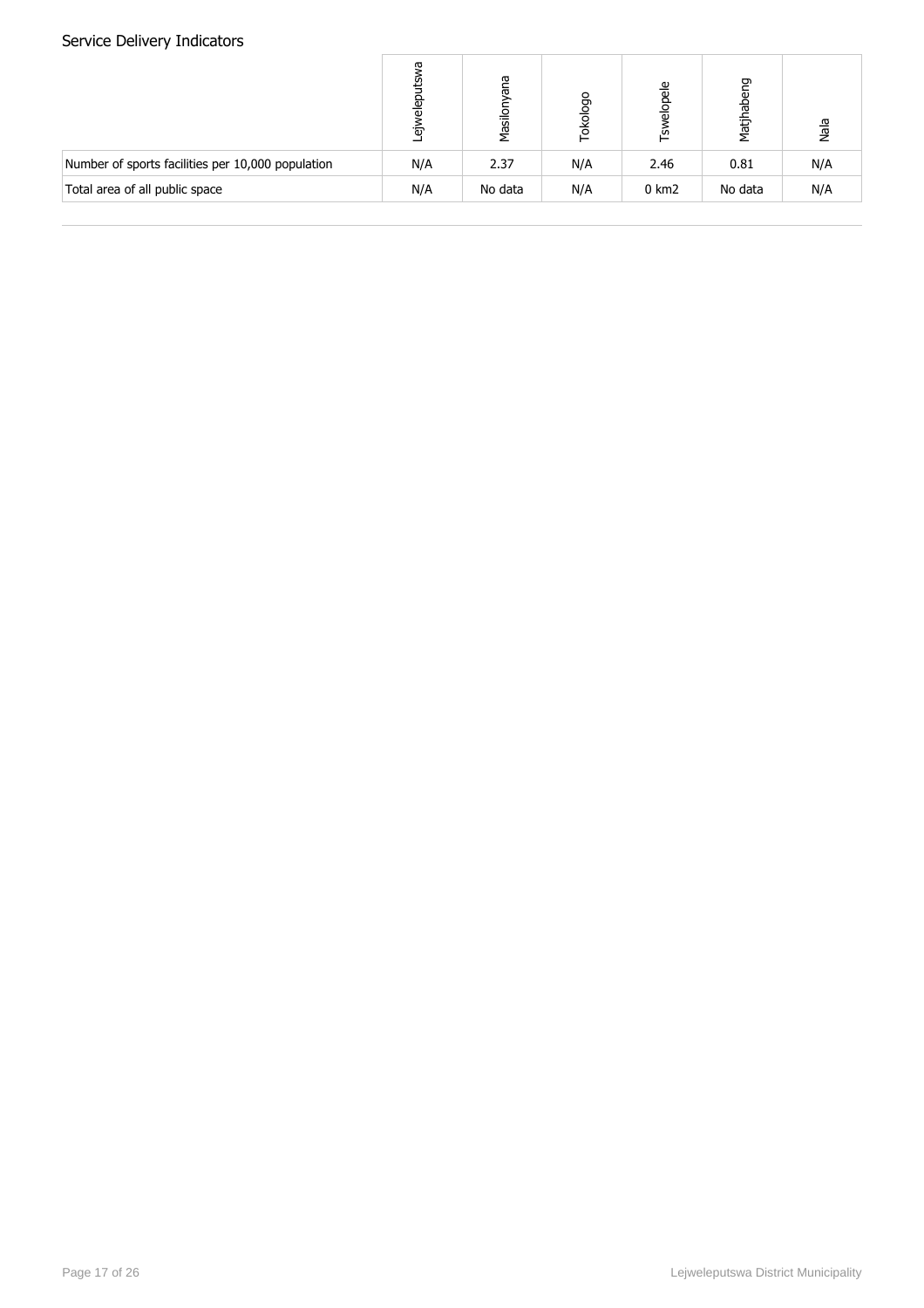## Service Delivery Indicators

| | Lejweleputswa | Masilonyana | Tokologo | Tswelopele | Matjhabeng | Nala |
|---|---|---|---|---|---|---|
| Number of sports facilities per 10,000 population | N/A | 2.37 | N/A | 2.46 | 0.81 | N/A |
| Total area of all public space | N/A | No data | N/A | 0 km2 | No data | N/A |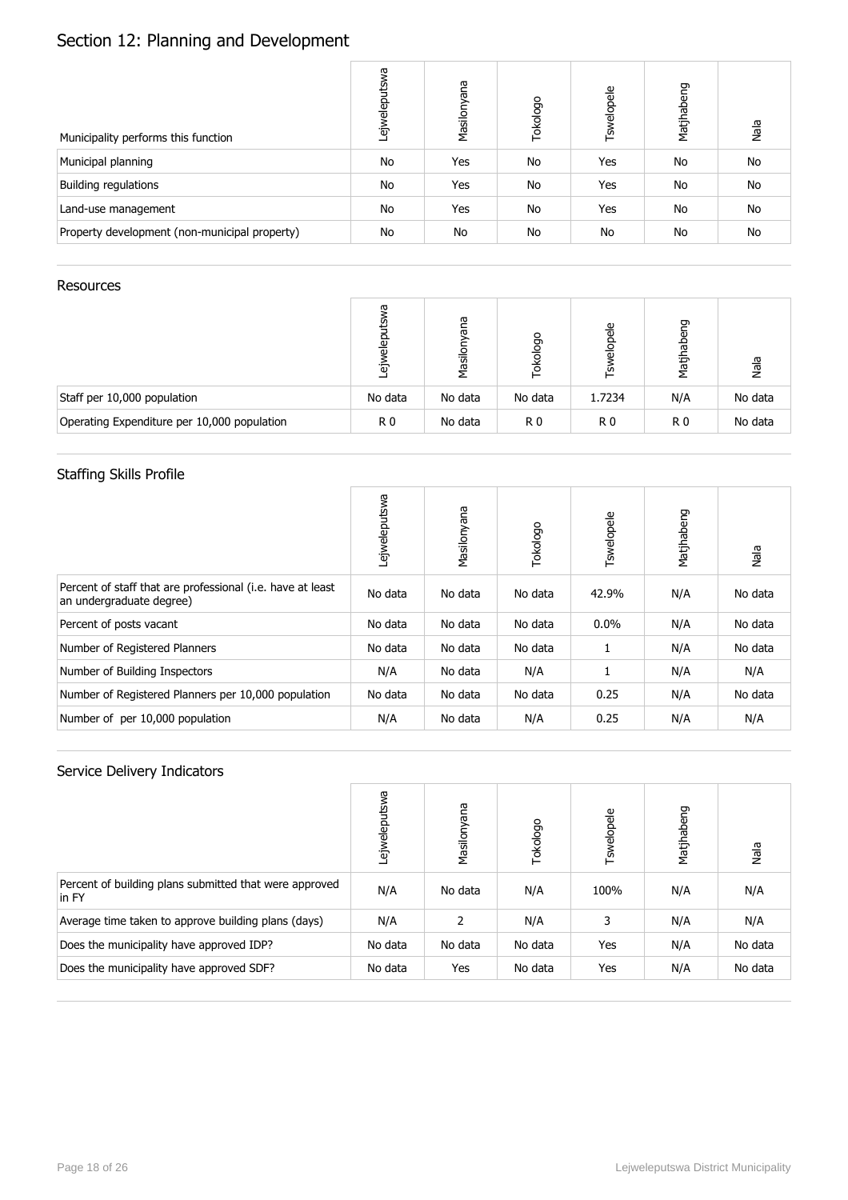# Section 12: Planning and Development

| Municipality performs this function | Lejweleputswa | Masilonyana | Tokologo | Tswelopele | Matjhabeng | Nala |
|---|---|---|---|---|---|---|
| Municipal planning | No | Yes | No | Yes | No | No |
| Building regulations | No | Yes | No | Yes | No | No |
| Land-use management | No | Yes | No | Yes | No | No |
| Property development (non-municipal property) | No | No | No | No | No | No |

## Resources

| | Lejweleputswa | Masilonyana | Tokologo | Tswelopele | Matjhabeng | Nala |
|---|---|---|---|---|---|---|
| Staff per 10,000 population | No data | No data | No data | 1.7234 | N/A | No data |
| Operating Expenditure per 10,000 population | R 0 | No data | R 0 | R 0 | R 0 | No data |

## Staffing Skills Profile

| | Lejweleputswa | Masilonyana | Tokologo | Tswelopele | Matjhabeng | Nala |
|---|---|---|---|---|---|---|
| Percent of staff that are professional (i.e. have at least an undergraduate degree) | No data | No data | No data | 42.9% | N/A | No data |
| Percent of posts vacant | No data | No data | No data | 0.0% | N/A | No data |
| Number of Registered Planners | No data | No data | No data | 1 | N/A | No data |
| Number of Building Inspectors | N/A | No data | N/A | 1 | N/A | N/A |
| Number of Registered Planners per 10,000 population | No data | No data | No data | 0.25 | N/A | No data |
| Number of per 10,000 population | N/A | No data | N/A | 0.25 | N/A | N/A |

## Service Delivery Indicators

| | Lejweleputswa | Masilonyana | Tokologo | Tswelopele | Matjhabeng | Nala |
|---|---|---|---|---|---|---|
| Percent of building plans submitted that were approved in FY | N/A | No data | N/A | 100% | N/A | N/A |
| Average time taken to approve building plans (days) | N/A | 2 | N/A | 3 | N/A | N/A |
| Does the municipality have approved IDP? | No data | No data | No data | Yes | N/A | No data |
| Does the municipality have approved SDF? | No data | Yes | No data | Yes | N/A | No data |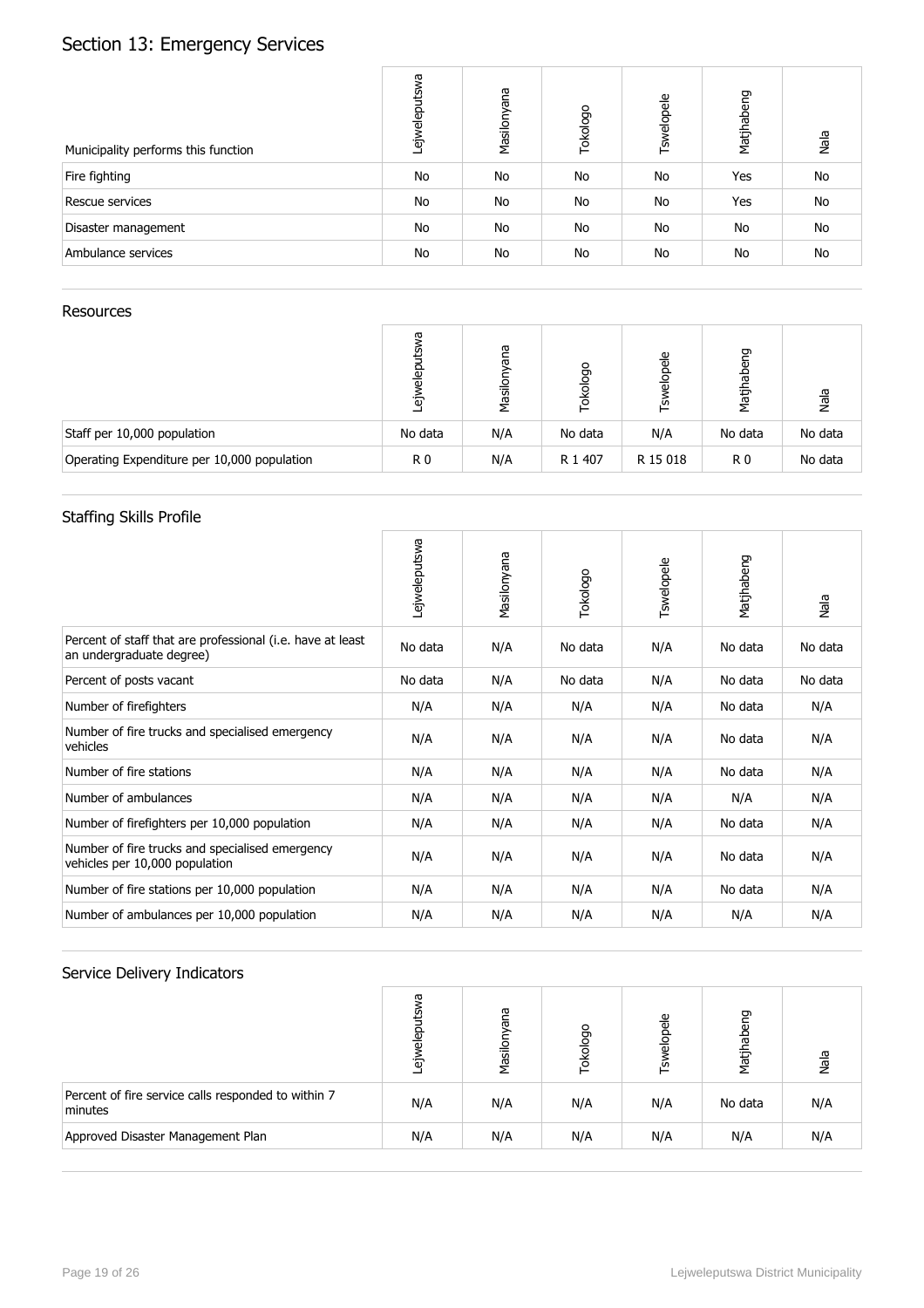# Section 13: Emergency Services

| Municipality performs this function | Lejweleputswa | Masilonyana | Tokologo | Tswelopele | Matjhabeng | Nala |
| --- | --- | --- | --- | --- | --- | --- |
| Fire fighting | No | No | No | No | Yes | No |
| Rescue services | No | No | No | No | Yes | No |
| Disaster management | No | No | No | No | No | No |
| Ambulance services | No | No | No | No | No | No |

## Resources

| | Lejweleputswa | Masilonyana | Tokologo | Tswelopele | Matjhabeng | Nala |
| --- | --- | --- | --- | --- | --- | --- |
| Staff per 10,000 population | No data | N/A | No data | N/A | No data | No data |
| Operating Expenditure per 10,000 population | R 0 | N/A | R 1 407 | R 15 018 | R 0 | No data |

## Staffing Skills Profile

| | Lejweleputswa | Masilonyana | Tokologo | Tswelopele | Matjhabeng | Nala |
| --- | --- | --- | --- | --- | --- | --- |
| Percent of staff that are professional (i.e. have at least an undergraduate degree) | No data | N/A | No data | N/A | No data | No data |
| Percent of posts vacant | No data | N/A | No data | N/A | No data | No data |
| Number of firefighters | N/A | N/A | N/A | N/A | No data | N/A |
| Number of fire trucks and specialised emergency vehicles | N/A | N/A | N/A | N/A | No data | N/A |
| Number of fire stations | N/A | N/A | N/A | N/A | No data | N/A |
| Number of ambulances | N/A | N/A | N/A | N/A | N/A | N/A |
| Number of firefighters per 10,000 population | N/A | N/A | N/A | N/A | No data | N/A |
| Number of fire trucks and specialised emergency vehicles per 10,000 population | N/A | N/A | N/A | N/A | No data | N/A |
| Number of fire stations per 10,000 population | N/A | N/A | N/A | N/A | No data | N/A |
| Number of ambulances per 10,000 population | N/A | N/A | N/A | N/A | N/A | N/A |

## Service Delivery Indicators

| | Lejweleputswa | Masilonyana | Tokologo | Tswelopele | Matjhabeng | Nala |
| --- | --- | --- | --- | --- | --- | --- |
| Percent of fire service calls responded to within 7 minutes | N/A | N/A | N/A | N/A | No data | N/A |
| Approved Disaster Management Plan | N/A | N/A | N/A | N/A | N/A | N/A |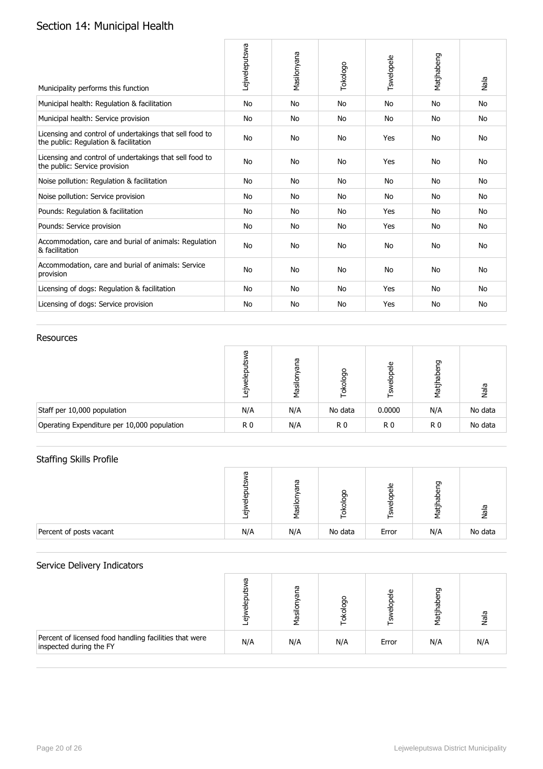# Section 14: Municipal Health

| Municipality performs this function | Lejweleputswa | Masilonyana | Tokologo | Tswelopele | Matjhabeng | Nala |
|---|---|---|---|---|---|---|
| Municipal health: Regulation & facilitation | No | No | No | No | No | No |
| Municipal health: Service provision | No | No | No | No | No | No |
| Licensing and control of undertakings that sell food to the public: Regulation & facilitation | No | No | No | Yes | No | No |
| Licensing and control of undertakings that sell food to the public: Service provision | No | No | No | Yes | No | No |
| Noise pollution: Regulation & facilitation | No | No | No | No | No | No |
| Noise pollution: Service provision | No | No | No | No | No | No |
| Pounds: Regulation & facilitation | No | No | No | Yes | No | No |
| Pounds: Service provision | No | No | No | Yes | No | No |
| Accommodation, care and burial of animals: Regulation & facilitation | No | No | No | No | No | No |
| Accommodation, care and burial of animals: Service provision | No | No | No | No | No | No |
| Licensing of dogs: Regulation & facilitation | No | No | No | Yes | No | No |
| Licensing of dogs: Service provision | No | No | No | Yes | No | No |

## Resources

| | Lejweleputswa | Masilonyana | Tokologo | Tswelopele | Matjhabeng | Nala |
|---|---|---|---|---|---|---|
| Staff per 10,000 population | N/A | N/A | No data | 0.0000 | N/A | No data |
| Operating Expenditure per 10,000 population | R 0 | N/A | R 0 | R 0 | R 0 | No data |

## Staffing Skills Profile

| | Lejweleputswa | Masilonyana | Tokologo | Tswelopele | Matjhabeng | Nala |
|---|---|---|---|---|---|---|
| Percent of posts vacant | N/A | N/A | No data | Error | N/A | No data |

## Service Delivery Indicators

| | Lejweleputswa | Masilonyana | Tokologo | Tswelopele | Matjhabeng | Nala |
|---|---|---|---|---|---|---|
| Percent of licensed food handling facilities that were inspected during the FY | N/A | N/A | N/A | Error | N/A | N/A |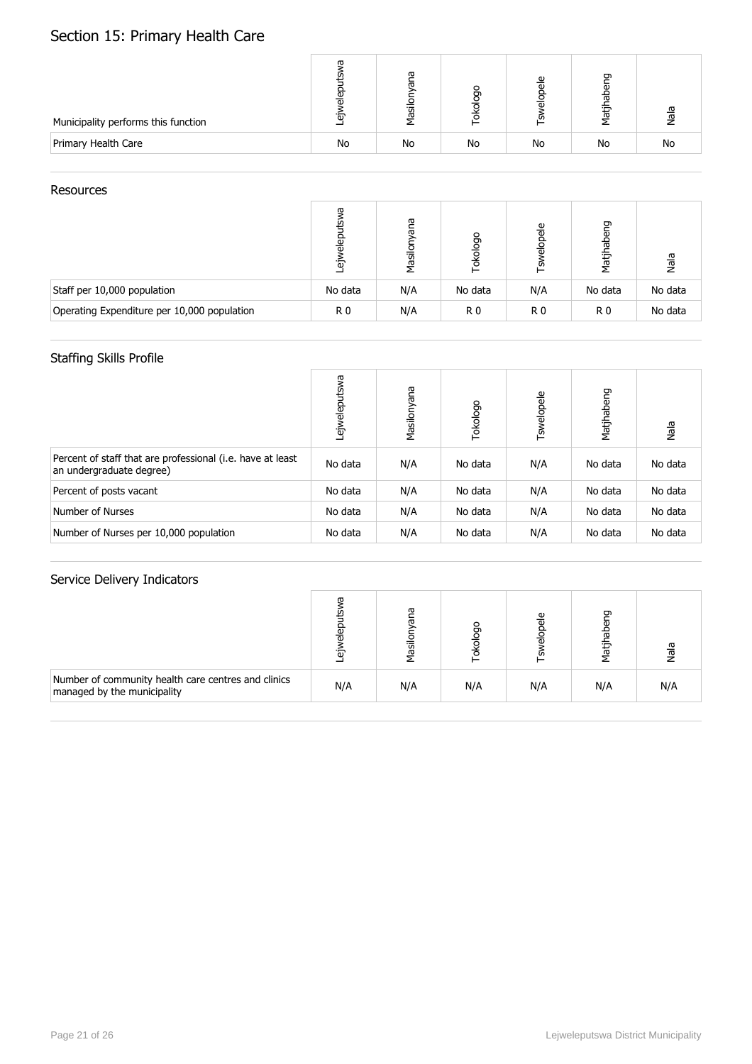# Section 15: Primary Health Care

| Municipality performs this function | Lejweleputswa | Masilonyana | Tokologo | Tswelopele | Matjhabeng | Nala |
|---|---|---|---|---|---|---|
| Primary Health Care | No | No | No | No | No | No |

## Resources

| | Lejweleputswa | Masilonyana | Tokologo | Tswelopele | Matjhabeng | Nala |
|---|---|---|---|---|---|---|
| Staff per 10,000 population | No data | N/A | No data | N/A | No data | No data |
| Operating Expenditure per 10,000 population | R 0 | N/A | R 0 | R 0 | R 0 | No data |

## Staffing Skills Profile

| | Lejweleputswa | Masilonyana | Tokologo | Tswelopele | Matjhabeng | Nala |
|---|---|---|---|---|---|---|
| Percent of staff that are professional (i.e. have at least an undergraduate degree) | No data | N/A | No data | N/A | No data | No data |
| Percent of posts vacant | No data | N/A | No data | N/A | No data | No data |
| Number of Nurses | No data | N/A | No data | N/A | No data | No data |
| Number of Nurses per 10,000 population | No data | N/A | No data | N/A | No data | No data |

## Service Delivery Indicators

| | Lejweleputswa | Masilonyana | Tokologo | Tswelopele | Matjhabeng | Nala |
|---|---|---|---|---|---|---|
| Number of community health care centres and clinics managed by the municipality | N/A | N/A | N/A | N/A | N/A | N/A |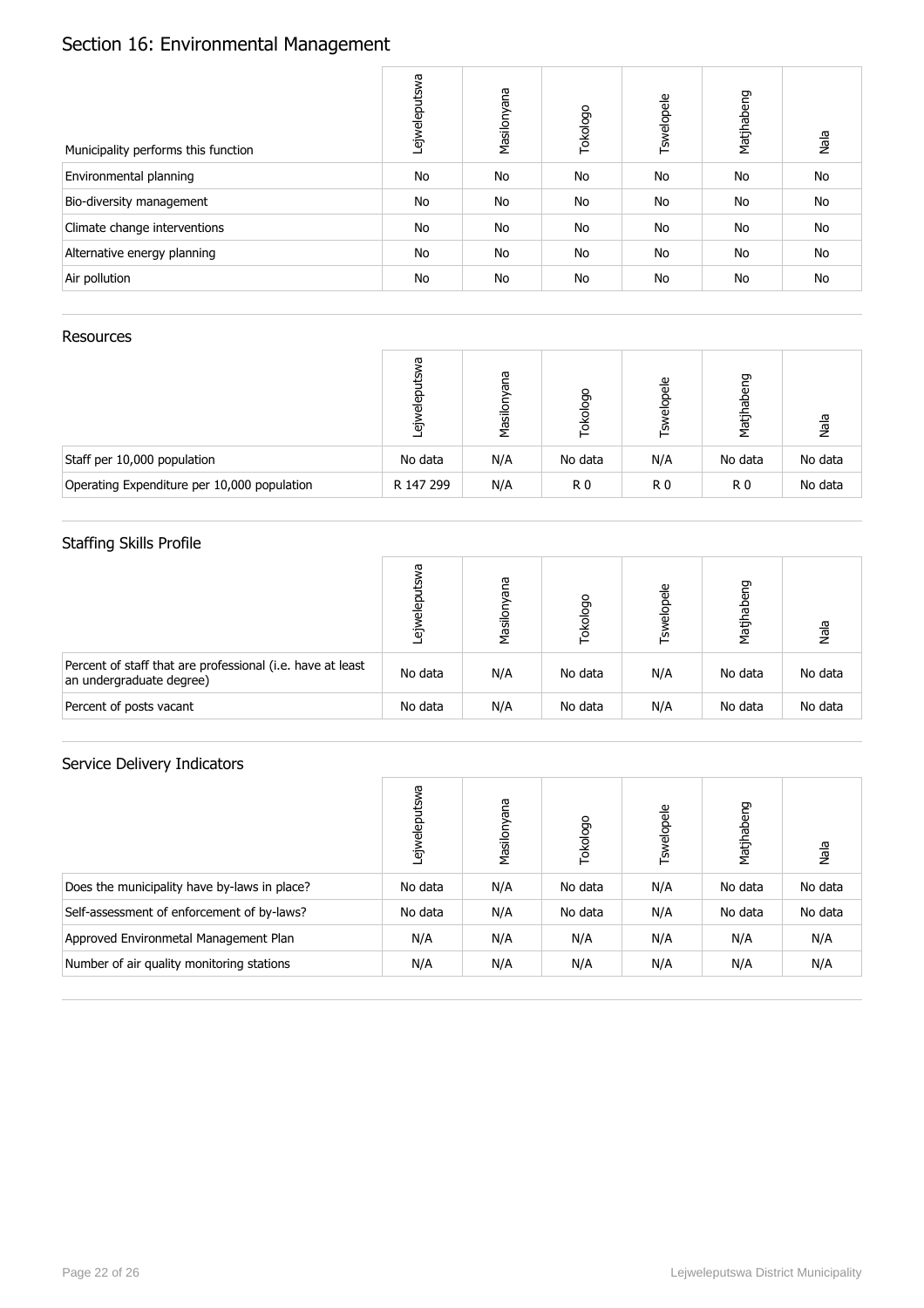# Section 16: Environmental Management

| Municipality performs this function | Lejweleputswa | Masilonyana | Tokologo | Tswelopele | Matjhabeng | Nala |
|---|---|---|---|---|---|---|
| Environmental planning | No | No | No | No | No | No |
| Bio-diversity management | No | No | No | No | No | No |
| Climate change interventions | No | No | No | No | No | No |
| Alternative energy planning | No | No | No | No | No | No |
| Air pollution | No | No | No | No | No | No |

## Resources

| | Lejweleputswa | Masilonyana | Tokologo | Tswelopele | Matjhabeng | Nala |
|---|---|---|---|---|---|---|
| Staff per 10,000 population | No data | N/A | No data | N/A | No data | No data |
| Operating Expenditure per 10,000 population | R 147 299 | N/A | R 0 | R 0 | R 0 | No data |

## Staffing Skills Profile

| | Lejweleputswa | Masilonyana | Tokologo | Tswelopele | Matjhabeng | Nala |
|---|---|---|---|---|---|---|
| Percent of staff that are professional (i.e. have at least an undergraduate degree) | No data | N/A | No data | N/A | No data | No data |
| Percent of posts vacant | No data | N/A | No data | N/A | No data | No data |

## Service Delivery Indicators

| | Lejweleputswa | Masilonyana | Tokologo | Tswelopele | Matjhabeng | Nala |
|---|---|---|---|---|---|---|
| Does the municipality have by-laws in place? | No data | N/A | No data | N/A | No data | No data |
| Self-assessment of enforcement of by-laws? | No data | N/A | No data | N/A | No data | No data |
| Approved Environmetal Management Plan | N/A | N/A | N/A | N/A | N/A | N/A |
| Number of air quality monitoring stations | N/A | N/A | N/A | N/A | N/A | N/A |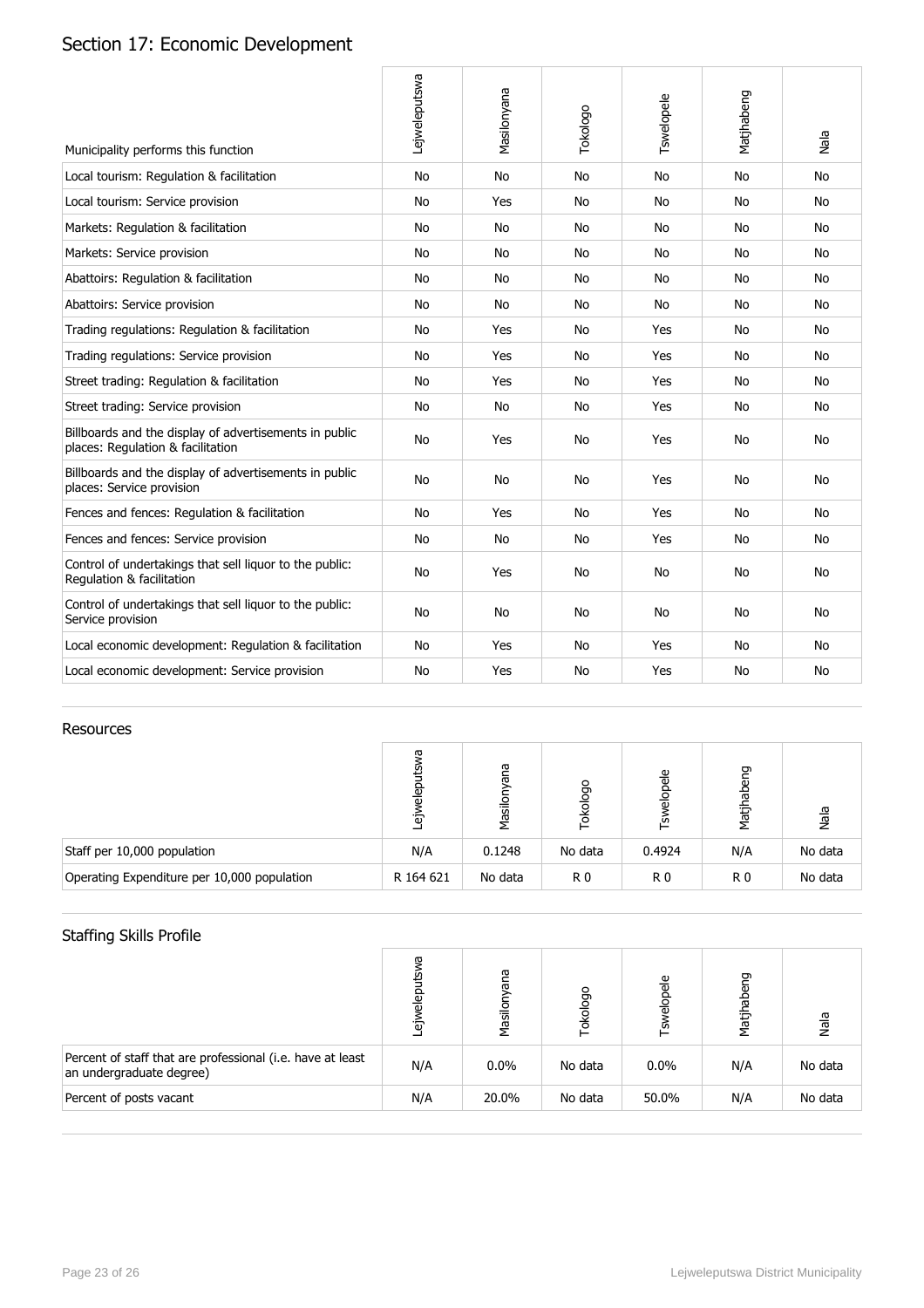## Section 17: Economic Development

| Municipality performs this function | Lejweleputswa | Masilonyana | Tokologo | Tswelopele | Matjhabeng | Nala |
|---|---|---|---|---|---|---|
| Local tourism: Regulation & facilitation | No | No | No | No | No | No |
| Local tourism: Service provision | No | Yes | No | No | No | No |
| Markets: Regulation & facilitation | No | No | No | No | No | No |
| Markets: Service provision | No | No | No | No | No | No |
| Abattoirs: Regulation & facilitation | No | No | No | No | No | No |
| Abattoirs: Service provision | No | No | No | No | No | No |
| Trading regulations: Regulation & facilitation | No | Yes | No | Yes | No | No |
| Trading regulations: Service provision | No | Yes | No | Yes | No | No |
| Street trading: Regulation & facilitation | No | Yes | No | Yes | No | No |
| Street trading: Service provision | No | No | No | Yes | No | No |
| Billboards and the display of advertisements in public places: Regulation & facilitation | No | Yes | No | Yes | No | No |
| Billboards and the display of advertisements in public places: Service provision | No | No | No | Yes | No | No |
| Fences and fences: Regulation & facilitation | No | Yes | No | Yes | No | No |
| Fences and fences: Service provision | No | No | No | Yes | No | No |
| Control of undertakings that sell liquor to the public: Regulation & facilitation | No | Yes | No | No | No | No |
| Control of undertakings that sell liquor to the public: Service provision | No | No | No | No | No | No |
| Local economic development: Regulation & facilitation | No | Yes | No | Yes | No | No |
| Local economic development: Service provision | No | Yes | No | Yes | No | No |

### Resources

| | Lejweleputswa | Masilonyana | Tokologo | Tswelopele | Matjhabeng | Nala |
|---|---|---|---|---|---|---|
| Staff per 10,000 population | N/A | 0.1248 | No data | 0.4924 | N/A | No data |
| Operating Expenditure per 10,000 population | R 164 621 | No data | R 0 | R 0 | R 0 | No data |

### Staffing Skills Profile

| | Lejweleputswa | Masilonyana | Tokologo | Tswelopele | Matjhabeng | Nala |
|---|---|---|---|---|---|---|
| Percent of staff that are professional (i.e. have at least an undergraduate degree) | N/A | 0.0% | No data | 0.0% | N/A | No data |
| Percent of posts vacant | N/A | 20.0% | No data | 50.0% | N/A | No data |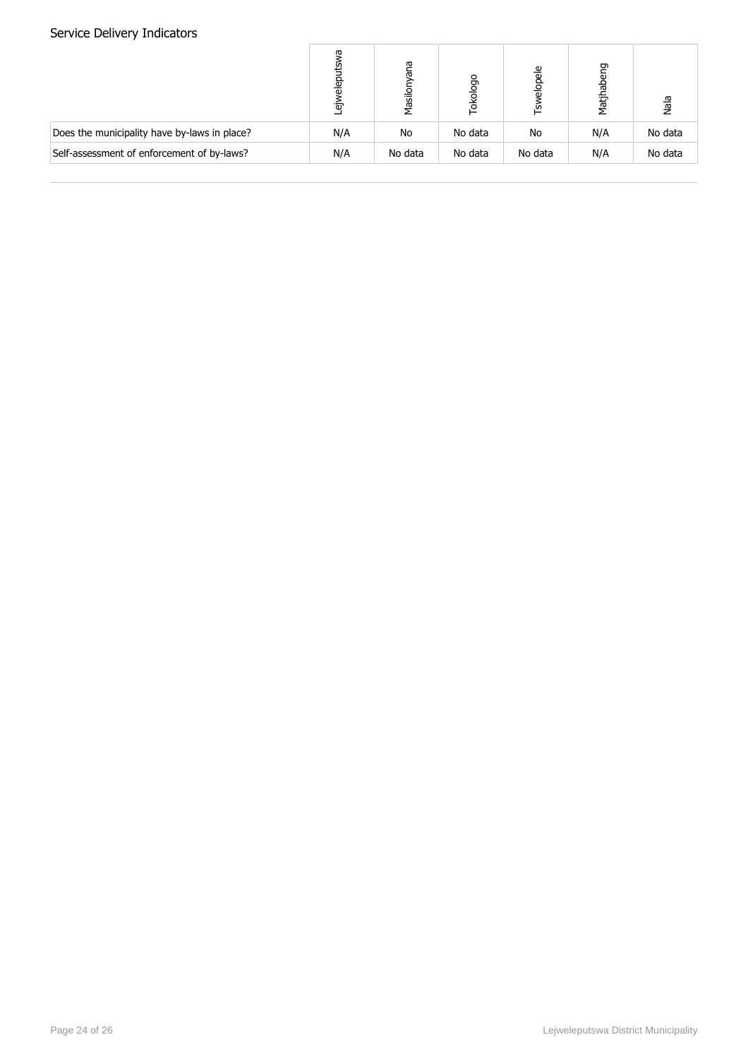## Service Delivery Indicators

| | Lejweleputswa | Masilonyana | Tokologo | Tswelopele | Matjhabeng | Nala |
|---|---|---|---|---|---|---|
| Does the municipality have by-laws in place? | N/A | No | No data | No | N/A | No data |
| Self-assessment of enforcement of by-laws? | N/A | No data | No data | No data | N/A | No data |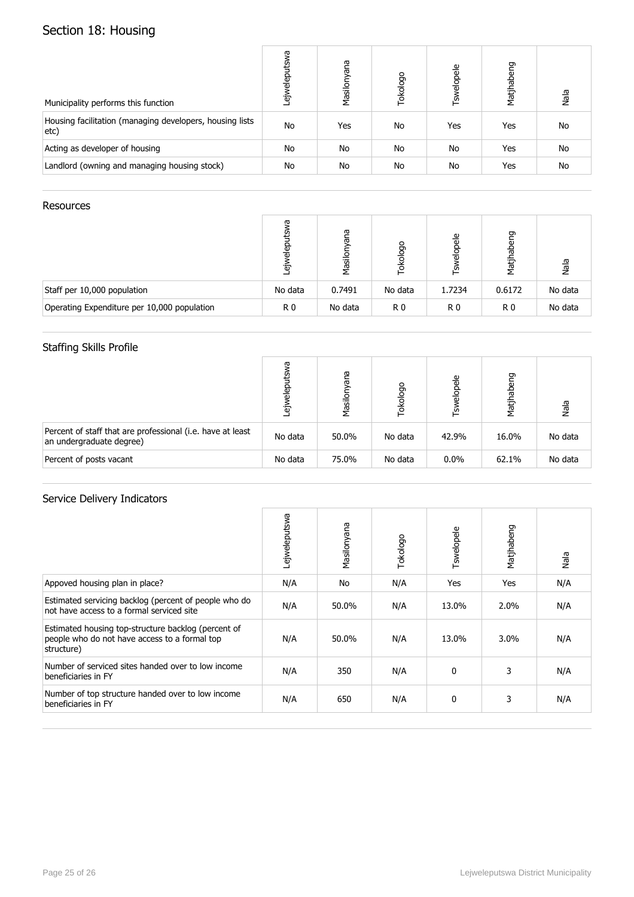# Section 18: Housing

| Municipality performs this function | Lejweleputswa | Masilonyana | Tokologo | Tswelopele | Matjhabeng | Nala |
|---|---|---|---|---|---|---|
| Housing facilitation (managing developers, housing lists etc) | No | Yes | No | Yes | Yes | No |
| Acting as developer of housing | No | No | No | No | Yes | No |
| Landlord (owning and managing housing stock) | No | No | No | No | Yes | No |

## Resources

| | Lejweleputswa | Masilonyana | Tokologo | Tswelopele | Matjhabeng | Nala |
|---|---|---|---|---|---|---|
| Staff per 10,000 population | No data | 0.7491 | No data | 1.7234 | 0.6172 | No data |
| Operating Expenditure per 10,000 population | R 0 | No data | R 0 | R 0 | R 0 | No data |

## Staffing Skills Profile

| | Lejweleputswa | Masilonyana | Tokologo | Tswelopele | Matjhabeng | Nala |
|---|---|---|---|---|---|---|
| Percent of staff that are professional (i.e. have at least an undergraduate degree) | No data | 50.0% | No data | 42.9% | 16.0% | No data |
| Percent of posts vacant | No data | 75.0% | No data | 0.0% | 62.1% | No data |

## Service Delivery Indicators

| | Lejweleputswa | Masilonyana | Tokologo | Tswelopele | Matjhabeng | Nala |
|---|---|---|---|---|---|---|
| Appoved housing plan in place? | N/A | No | N/A | Yes | Yes | N/A |
| Estimated servicing backlog (percent of people who do not have access to a formal serviced site | N/A | 50.0% | N/A | 13.0% | 2.0% | N/A |
| Estimated housing top-structure backlog (percent of people who do not have access to a formal top structure) | N/A | 50.0% | N/A | 13.0% | 3.0% | N/A |
| Number of serviced sites handed over to low income beneficiaries in FY | N/A | 350 | N/A | 0 | 3 | N/A |
| Number of top structure handed over to low income beneficiaries in FY | N/A | 650 | N/A | 0 | 3 | N/A |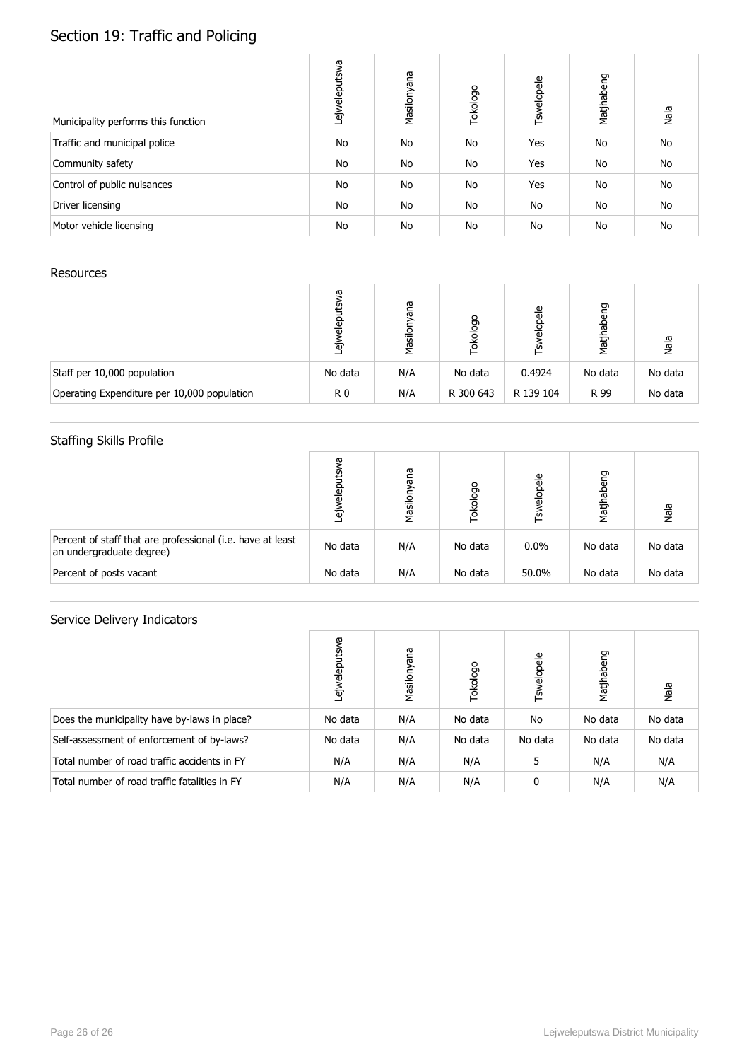# Section 19: Traffic and Policing

| Municipality performs this function | Lejweleputswa | Masilonyana | Tokologo | Tswelopele | Matjhabeng | Nala |
|---|---|---|---|---|---|---|
| Traffic and municipal police | No | No | No | Yes | No | No |
| Community safety | No | No | No | Yes | No | No |
| Control of public nuisances | No | No | No | Yes | No | No |
| Driver licensing | No | No | No | No | No | No |
| Motor vehicle licensing | No | No | No | No | No | No |

## Resources

| | Lejweleputswa | Masilonyana | Tokologo | Tswelopele | Matjhabeng | Nala |
|---|---|---|---|---|---|---|
| Staff per 10,000 population | No data | N/A | No data | 0.4924 | No data | No data |
| Operating Expenditure per 10,000 population | R 0 | N/A | R 300 643 | R 139 104 | R 99 | No data |

## Staffing Skills Profile

| | Lejweleputswa | Masilonyana | Tokologo | Tswelopele | Matjhabeng | Nala |
|---|---|---|---|---|---|---|
| Percent of staff that are professional (i.e. have at least an undergraduate degree) | No data | N/A | No data | 0.0% | No data | No data |
| Percent of posts vacant | No data | N/A | No data | 50.0% | No data | No data |

## Service Delivery Indicators

| | Lejweleputswa | Masilonyana | Tokologo | Tswelopele | Matjhabeng | Nala |
|---|---|---|---|---|---|---|
| Does the municipality have by-laws in place? | No data | N/A | No data | No | No data | No data |
| Self-assessment of enforcement of by-laws? | No data | N/A | No data | No data | No data | No data |
| Total number of road traffic accidents in FY | N/A | N/A | N/A | 5 | N/A | N/A |
| Total number of road traffic fatalities in FY | N/A | N/A | N/A | 0 | N/A | N/A |